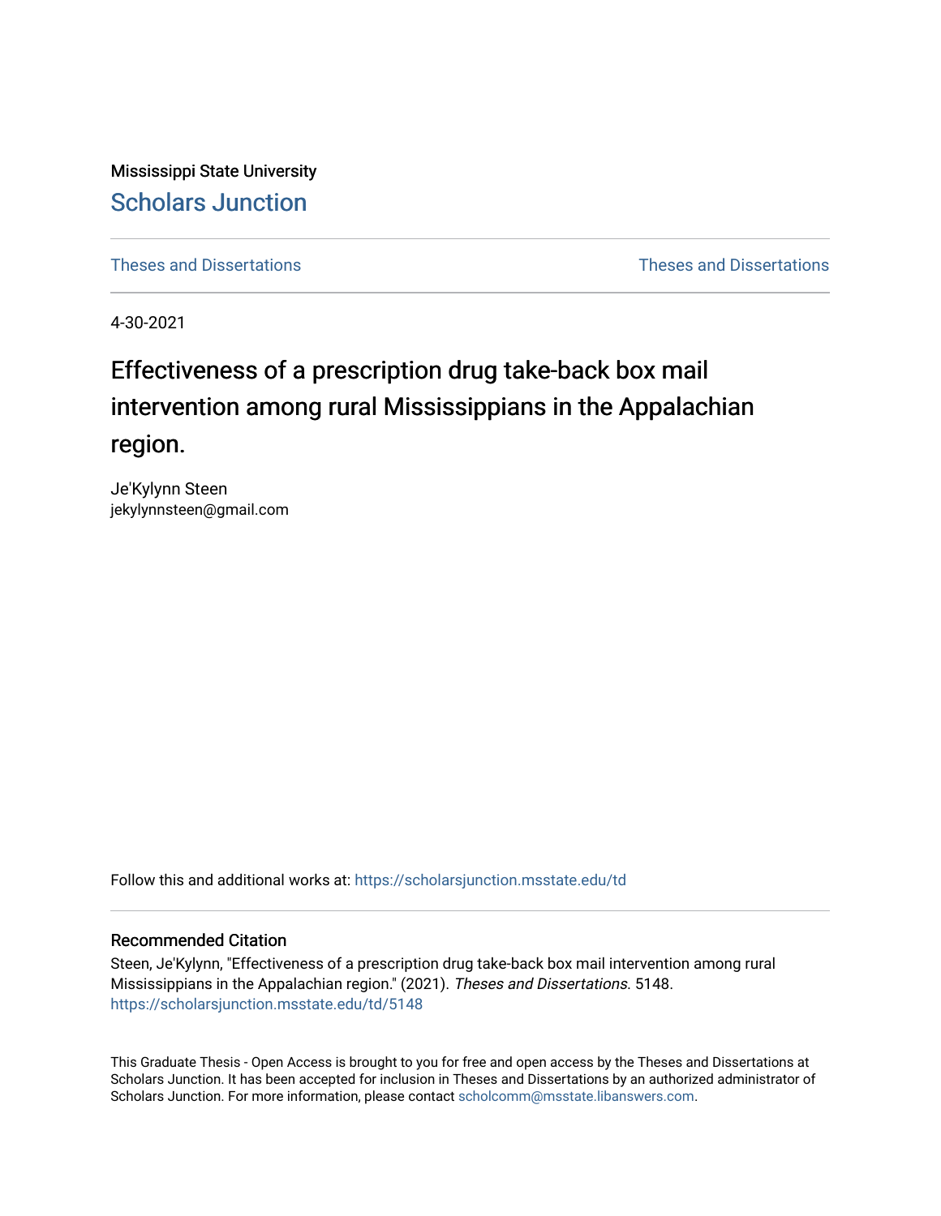Mississippi State University

# Scholars Junction

Theses and Dissertations | Theses and Dissertations

4-30-2021

# Effectiveness of a prescription drug take-back box mail intervention among rural Mississippians in the Appalachian region.

Je'Kylynn Steen
jekylynnsteen@gmail.com

Follow this and additional works at: https://scholarsjunction.msstate.edu/td

## Recommended Citation

Steen, Je'Kylynn, "Effectiveness of a prescription drug take-back box mail intervention among rural Mississippians in the Appalachian region." (2021). *Theses and Dissertations*. 5148.
https://scholarsjunction.msstate.edu/td/5148

This Graduate Thesis - Open Access is brought to you for free and open access by the Theses and Dissertations at Scholars Junction. It has been accepted for inclusion in Theses and Dissertations by an authorized administrator of Scholars Junction. For more information, please contact scholcomm@msstate.libanswers.com.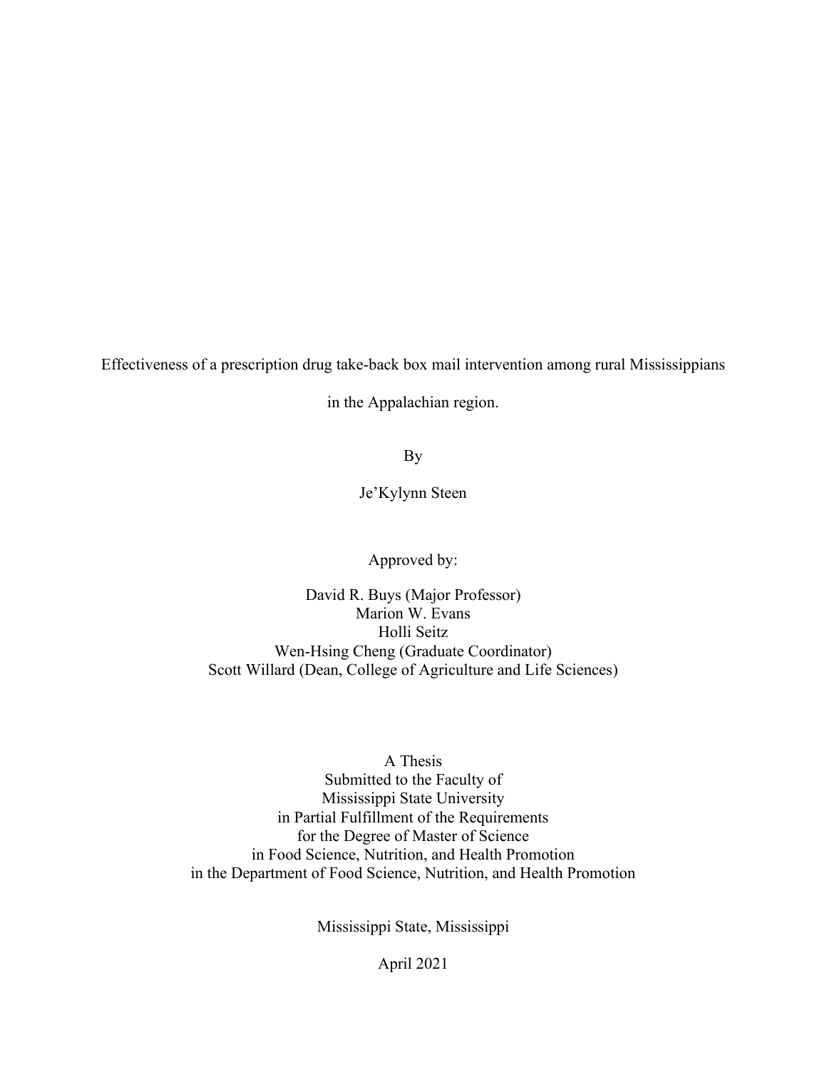Effectiveness of a prescription drug take-back box mail intervention among rural Mississippians in the Appalachian region.

By

Je'Kylynn Steen

Approved by:

David R. Buys (Major Professor)
Marion W. Evans
Holli Seitz
Wen-Hsing Cheng (Graduate Coordinator)
Scott Willard (Dean, College of Agriculture and Life Sciences)

A Thesis
Submitted to the Faculty of
Mississippi State University
in Partial Fulfillment of the Requirements
for the Degree of Master of Science
in Food Science, Nutrition, and Health Promotion
in the Department of Food Science, Nutrition, and Health Promotion

Mississippi State, Mississippi

April 2021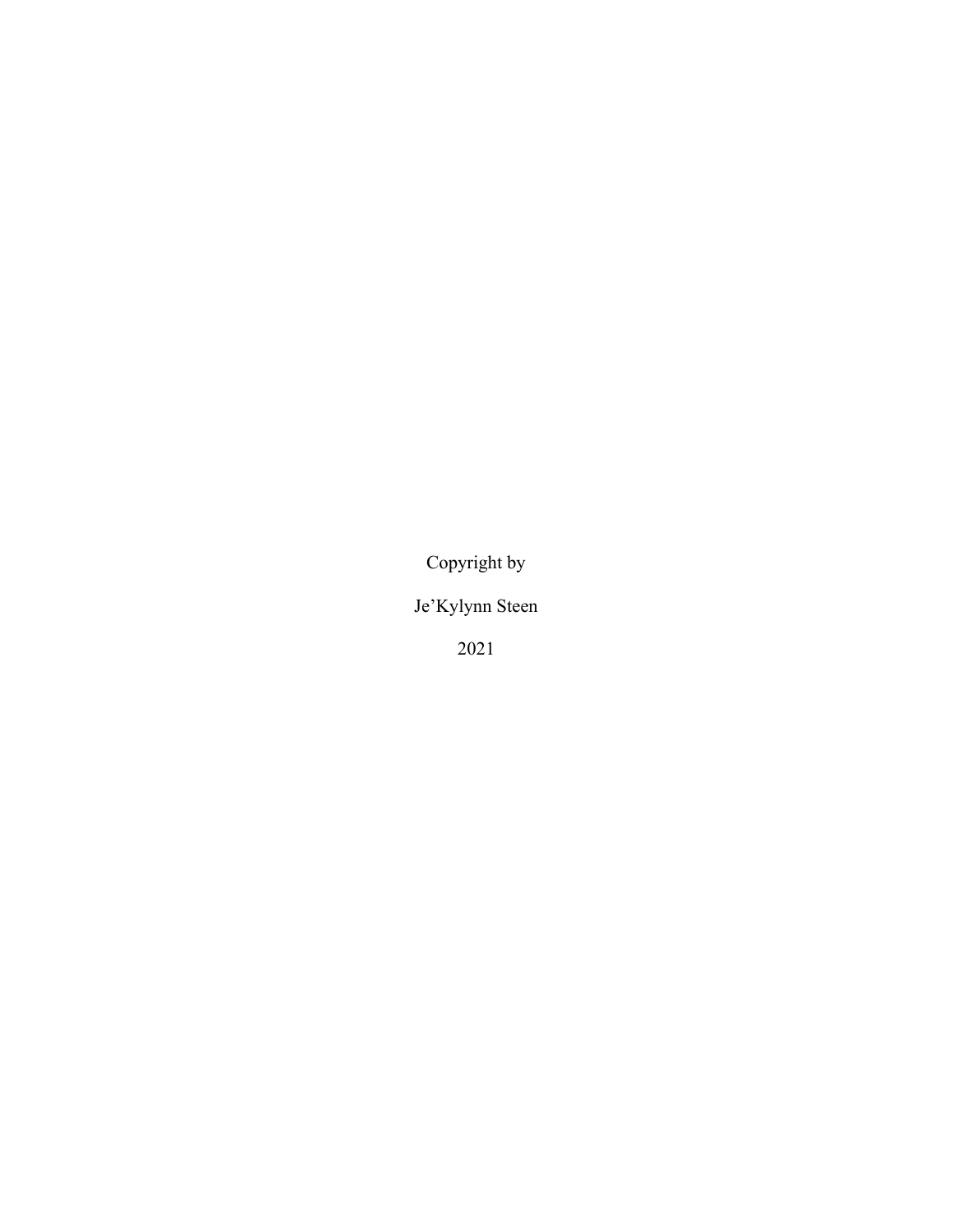Copyright by

Je'Kylynn Steen

2021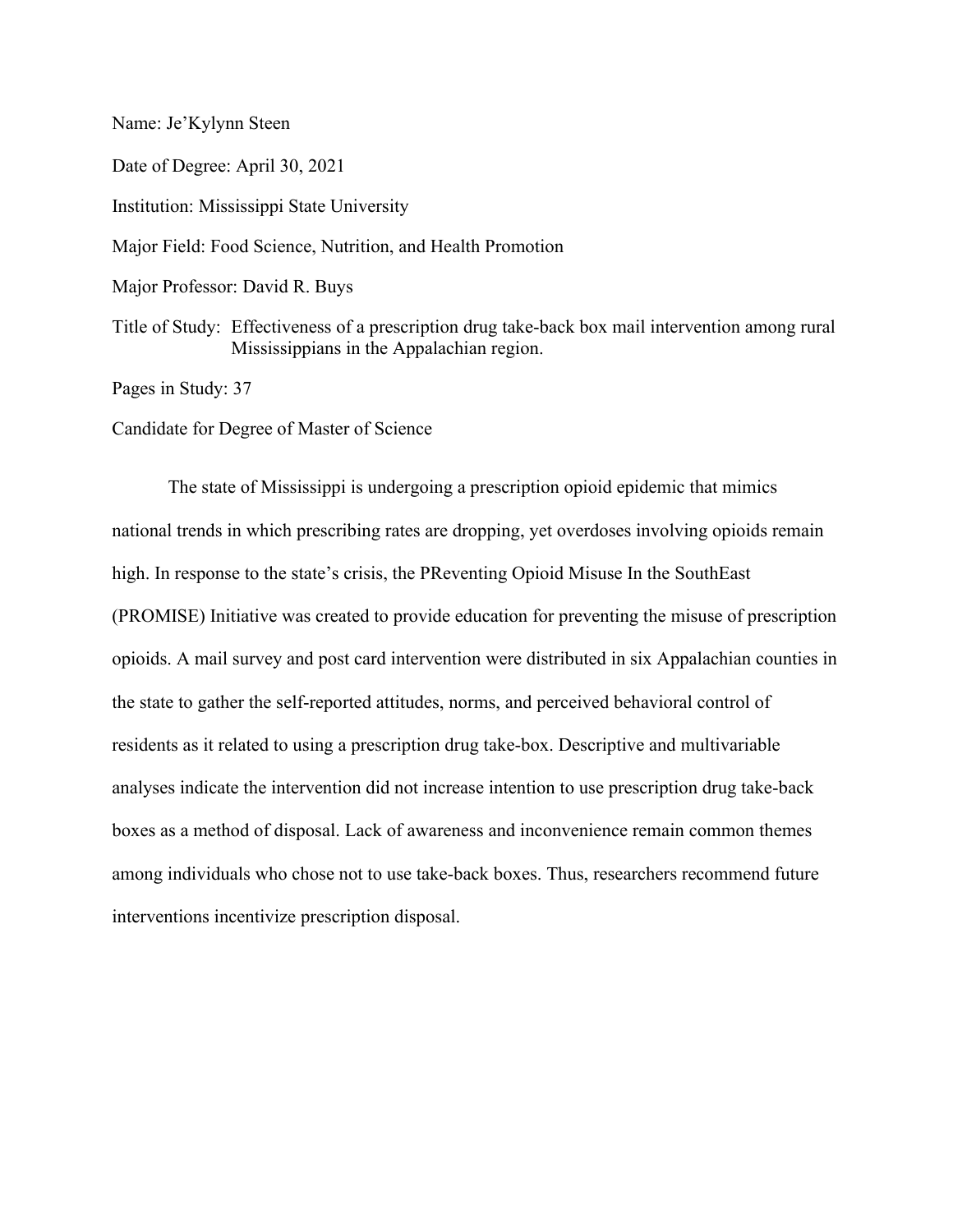Name: Je'Kylynn Steen

Date of Degree: April 30, 2021

Institution: Mississippi State University

Major Field: Food Science, Nutrition, and Health Promotion

Major Professor: David R. Buys

Title of Study: Effectiveness of a prescription drug take-back box mail intervention among rural Mississippians in the Appalachian region.

Pages in Study: 37

Candidate for Degree of Master of Science

The state of Mississippi is undergoing a prescription opioid epidemic that mimics national trends in which prescribing rates are dropping, yet overdoses involving opioids remain high. In response to the state's crisis, the PReventing Opioid Misuse In the SouthEast (PROMISE) Initiative was created to provide education for preventing the misuse of prescription opioids. A mail survey and post card intervention were distributed in six Appalachian counties in the state to gather the self-reported attitudes, norms, and perceived behavioral control of residents as it related to using a prescription drug take-box. Descriptive and multivariable analyses indicate the intervention did not increase intention to use prescription drug take-back boxes as a method of disposal. Lack of awareness and inconvenience remain common themes among individuals who chose not to use take-back boxes. Thus, researchers recommend future interventions incentivize prescription disposal.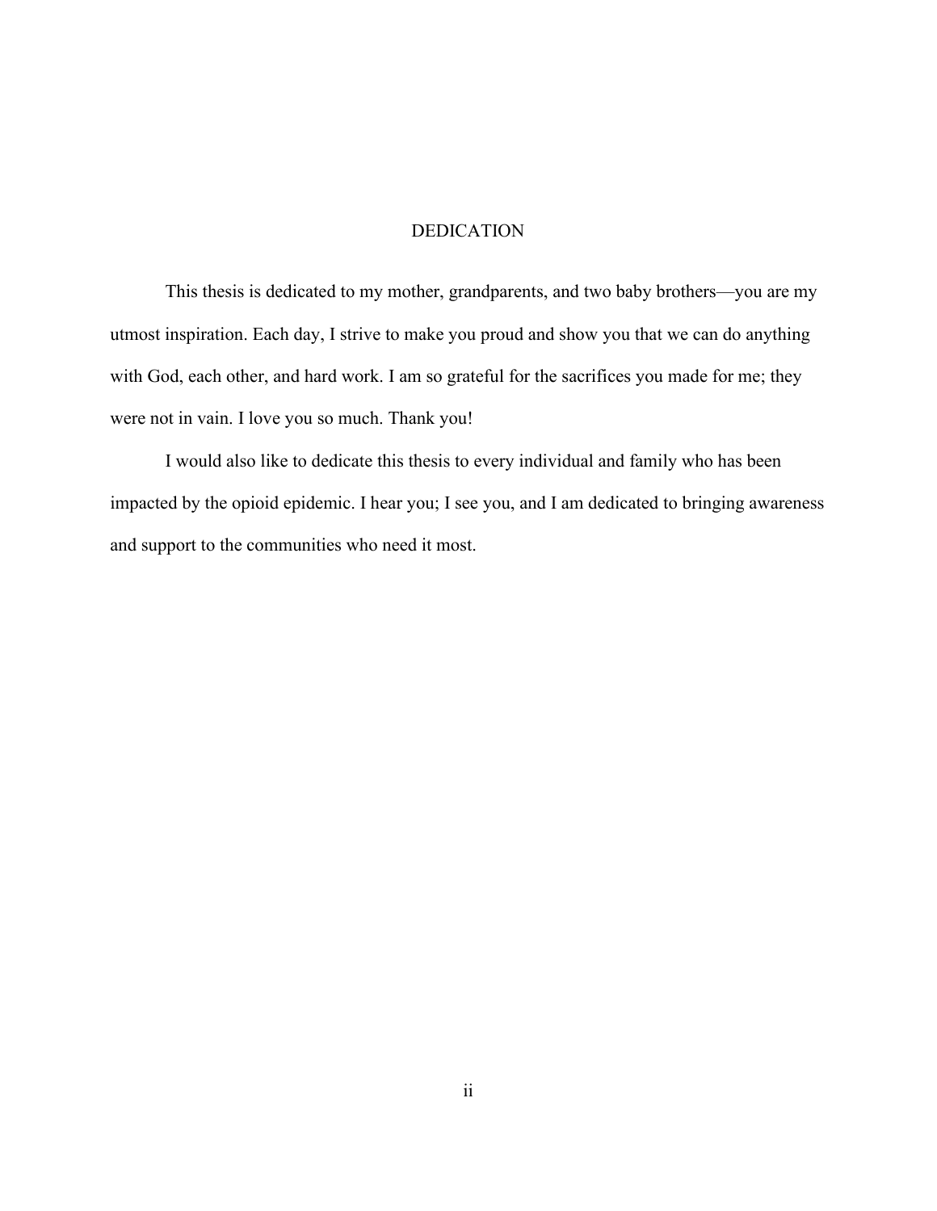# DEDICATION

This thesis is dedicated to my mother, grandparents, and two baby brothers—you are my utmost inspiration. Each day, I strive to make you proud and show you that we can do anything with God, each other, and hard work. I am so grateful for the sacrifices you made for me; they were not in vain. I love you so much. Thank you!

I would also like to dedicate this thesis to every individual and family who has been impacted by the opioid epidemic. I hear you; I see you, and I am dedicated to bringing awareness and support to the communities who need it most.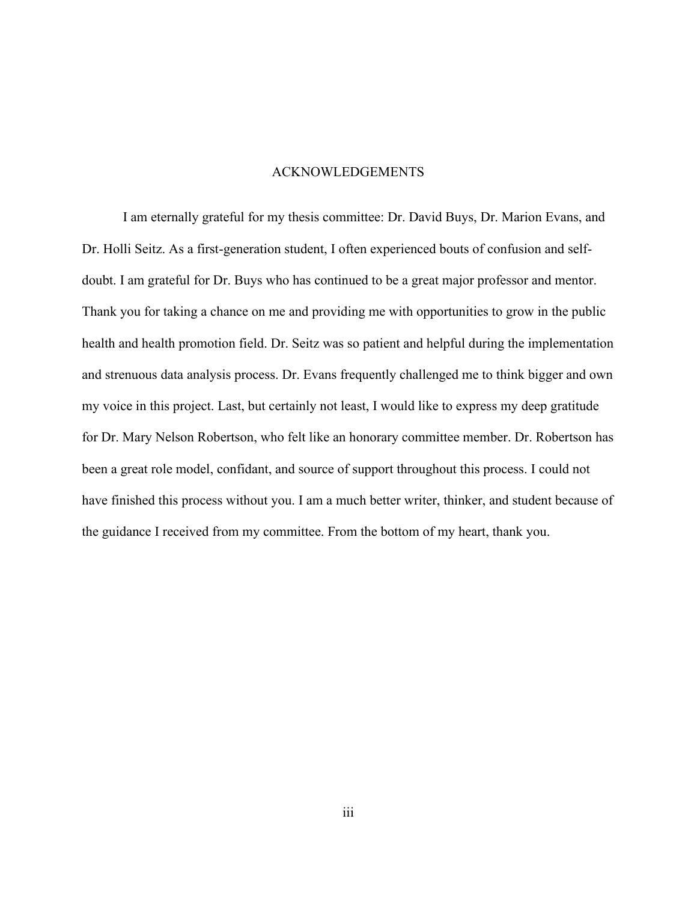# ACKNOWLEDGEMENTS

I am eternally grateful for my thesis committee: Dr. David Buys, Dr. Marion Evans, and Dr. Holli Seitz. As a first-generation student, I often experienced bouts of confusion and self-doubt. I am grateful for Dr. Buys who has continued to be a great major professor and mentor. Thank you for taking a chance on me and providing me with opportunities to grow in the public health and health promotion field. Dr. Seitz was so patient and helpful during the implementation and strenuous data analysis process. Dr. Evans frequently challenged me to think bigger and own my voice in this project. Last, but certainly not least, I would like to express my deep gratitude for Dr. Mary Nelson Robertson, who felt like an honorary committee member. Dr. Robertson has been a great role model, confidant, and source of support throughout this process. I could not have finished this process without you. I am a much better writer, thinker, and student because of the guidance I received from my committee. From the bottom of my heart, thank you.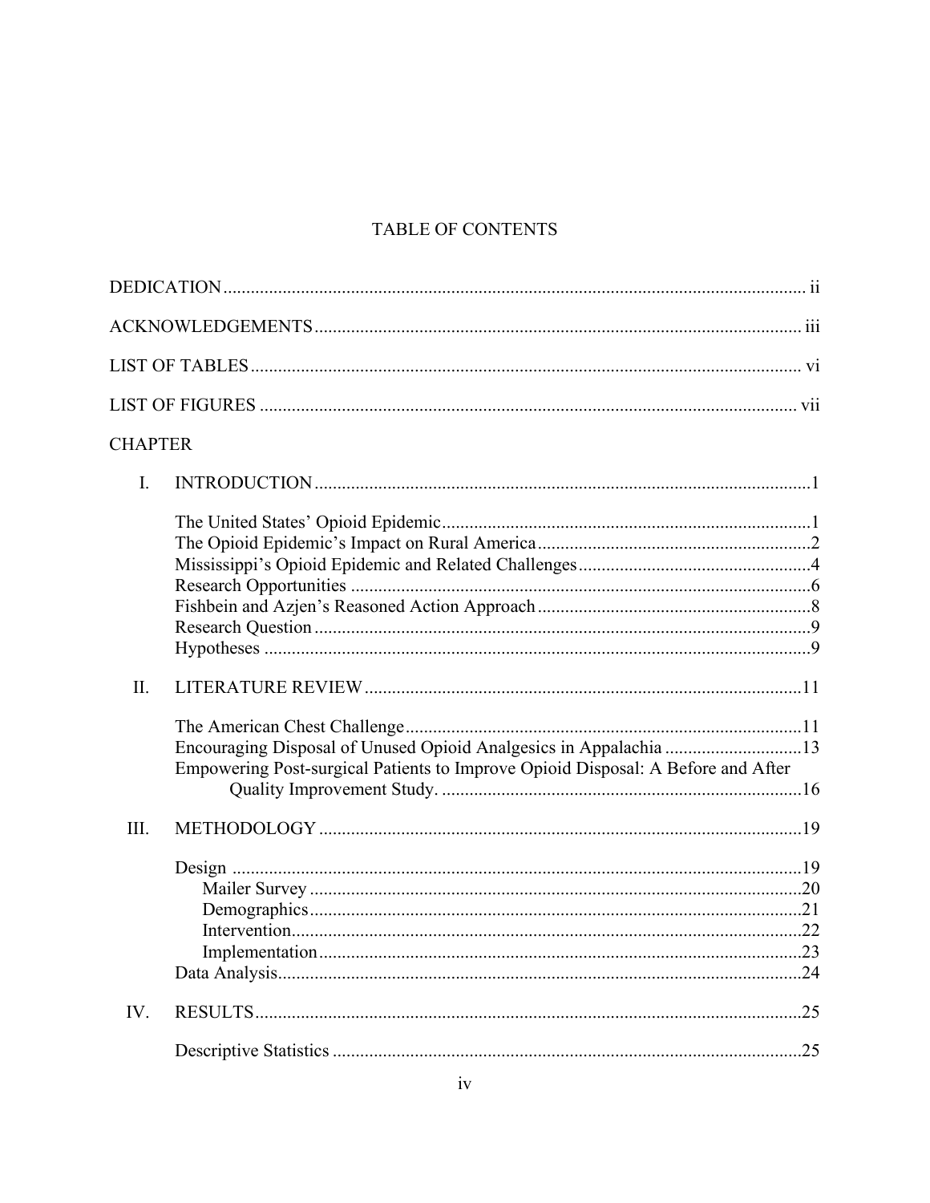# TABLE OF CONTENTS

DEDICATION ................................................................................................................ ii

ACKNOWLEDGEMENTS .......................................................................................... iii

LIST OF TABLES ........................................................................................................ vi

LIST OF FIGURES ...................................................................................................... vii

CHAPTER

I. INTRODUCTION ...........................................................................................1

- The United States' Opioid Epidemic ...............................................................1
- The Opioid Epidemic's Impact on Rural America ...........................................2
- Mississippi's Opioid Epidemic and Related Challenges ..................................4
- Research Opportunities ...................................................................................6
- Fishbein and Azjen's Reasoned Action Approach ...........................................8
- Research Question ...........................................................................................9
- Hypotheses ......................................................................................................9

II. LITERATURE REVIEW ..............................................................................11

- The American Chest Challenge .....................................................................11
- Encouraging Disposal of Unused Opioid Analgesics in Appalachia .............13
- Empowering Post-surgical Patients to Improve Opioid Disposal: A Before and After Quality Improvement Study. .............................................................................16

III. METHODOLOGY ........................................................................................19

- Design ...........................................................................................................19
  - Mailer Survey ..........................................................................................20
  - Demographics .........................................................................................21
  - Intervention .............................................................................................22
  - Implementation .......................................................................................23
- Data Analysis .................................................................................................24

IV. RESULTS ......................................................................................................25

- Descriptive Statistics .....................................................................................25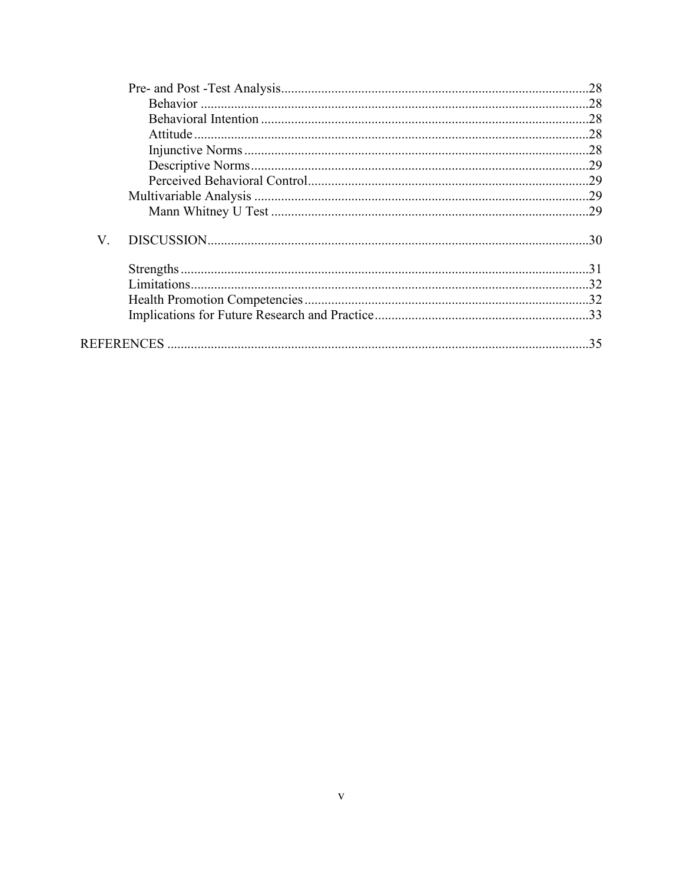Pre- and Post -Test Analysis ........................................................................................... 28
- Behavior ..................................................................................................................... 28
- Behavioral Intention ................................................................................................... 28
- Attitude ....................................................................................................................... 28
- Injunctive Norms ........................................................................................................ 28
- Descriptive Norms ...................................................................................................... 29
- Perceived Behavioral Control ..................................................................................... 29

Multivariable Analysis ..................................................................................................... 29
- Mann Whitney U Test ................................................................................................. 29

V. DISCUSSION ................................................................................................................ 30

Strengths ......................................................................................................................... 31
Limitations ....................................................................................................................... 32
Health Promotion Competencies ..................................................................................... 32
Implications for Future Research and Practice ................................................................ 33

REFERENCES ................................................................................................................... 35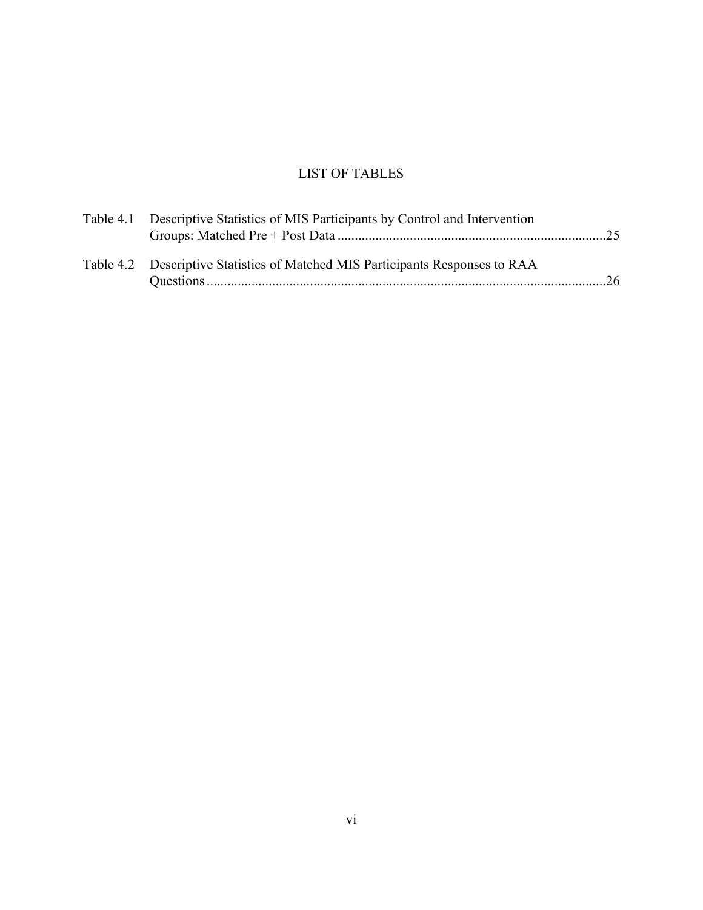# LIST OF TABLES

Table 4.1 Descriptive Statistics of MIS Participants by Control and Intervention Groups: Matched Pre + Post Data ....................................................25

Table 4.2 Descriptive Statistics of Matched MIS Participants Responses to RAA Questions ....................................................26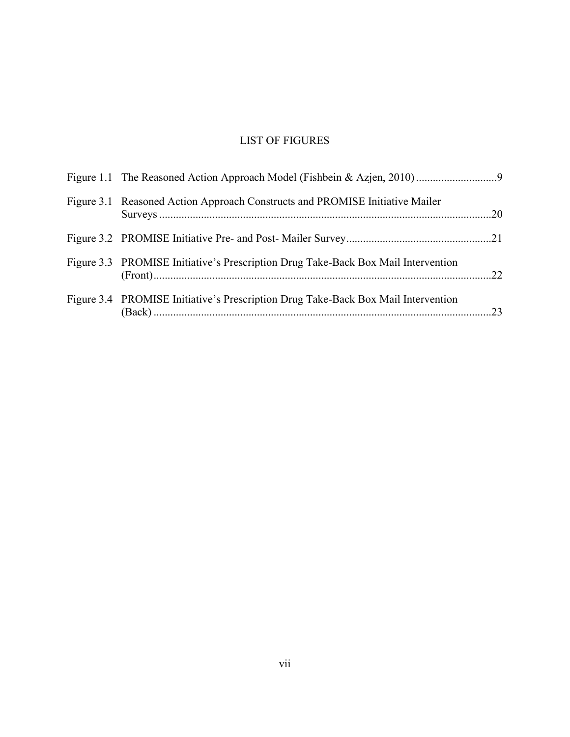# LIST OF FIGURES

Figure 1.1 The Reasoned Action Approach Model (Fishbein & Azjen, 2010) ............................9

Figure 3.1 Reasoned Action Approach Constructs and PROMISE Initiative Mailer Surveys ........................................................................................................................20

Figure 3.2 PROMISE Initiative Pre- and Post- Mailer Survey....................................................21

Figure 3.3 PROMISE Initiative's Prescription Drug Take-Back Box Mail Intervention (Front)...........................................................................................................................22

Figure 3.4 PROMISE Initiative's Prescription Drug Take-Back Box Mail Intervention (Back) ...........................................................................................................................23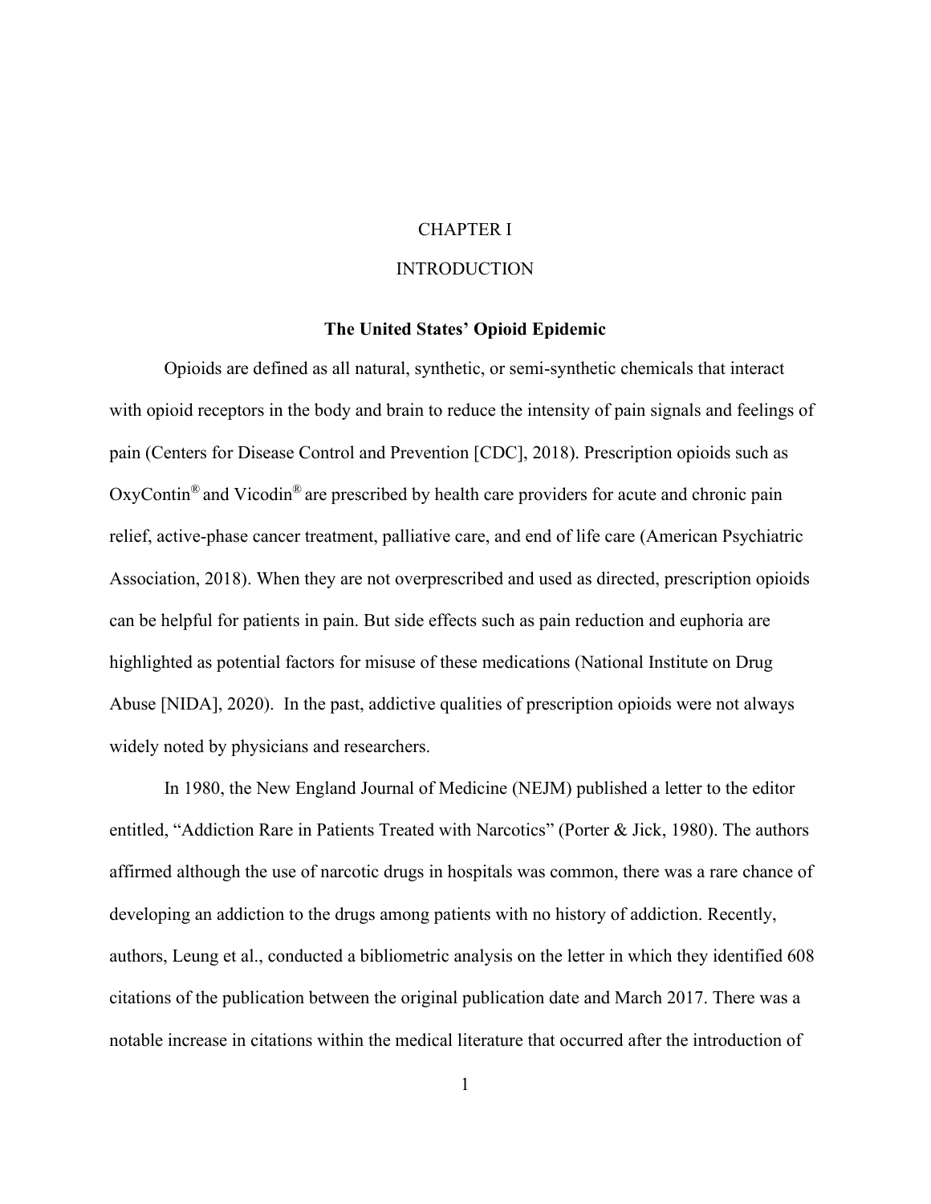# CHAPTER I

# INTRODUCTION

## The United States' Opioid Epidemic

Opioids are defined as all natural, synthetic, or semi-synthetic chemicals that interact with opioid receptors in the body and brain to reduce the intensity of pain signals and feelings of pain (Centers for Disease Control and Prevention [CDC], 2018). Prescription opioids such as OxyContin® and Vicodin® are prescribed by health care providers for acute and chronic pain relief, active-phase cancer treatment, palliative care, and end of life care (American Psychiatric Association, 2018). When they are not overprescribed and used as directed, prescription opioids can be helpful for patients in pain. But side effects such as pain reduction and euphoria are highlighted as potential factors for misuse of these medications (National Institute on Drug Abuse [NIDA], 2020). In the past, addictive qualities of prescription opioids were not always widely noted by physicians and researchers.

In 1980, the New England Journal of Medicine (NEJM) published a letter to the editor entitled, "Addiction Rare in Patients Treated with Narcotics" (Porter & Jick, 1980). The authors affirmed although the use of narcotic drugs in hospitals was common, there was a rare chance of developing an addiction to the drugs among patients with no history of addiction. Recently, authors, Leung et al., conducted a bibliometric analysis on the letter in which they identified 608 citations of the publication between the original publication date and March 2017. There was a notable increase in citations within the medical literature that occurred after the introduction of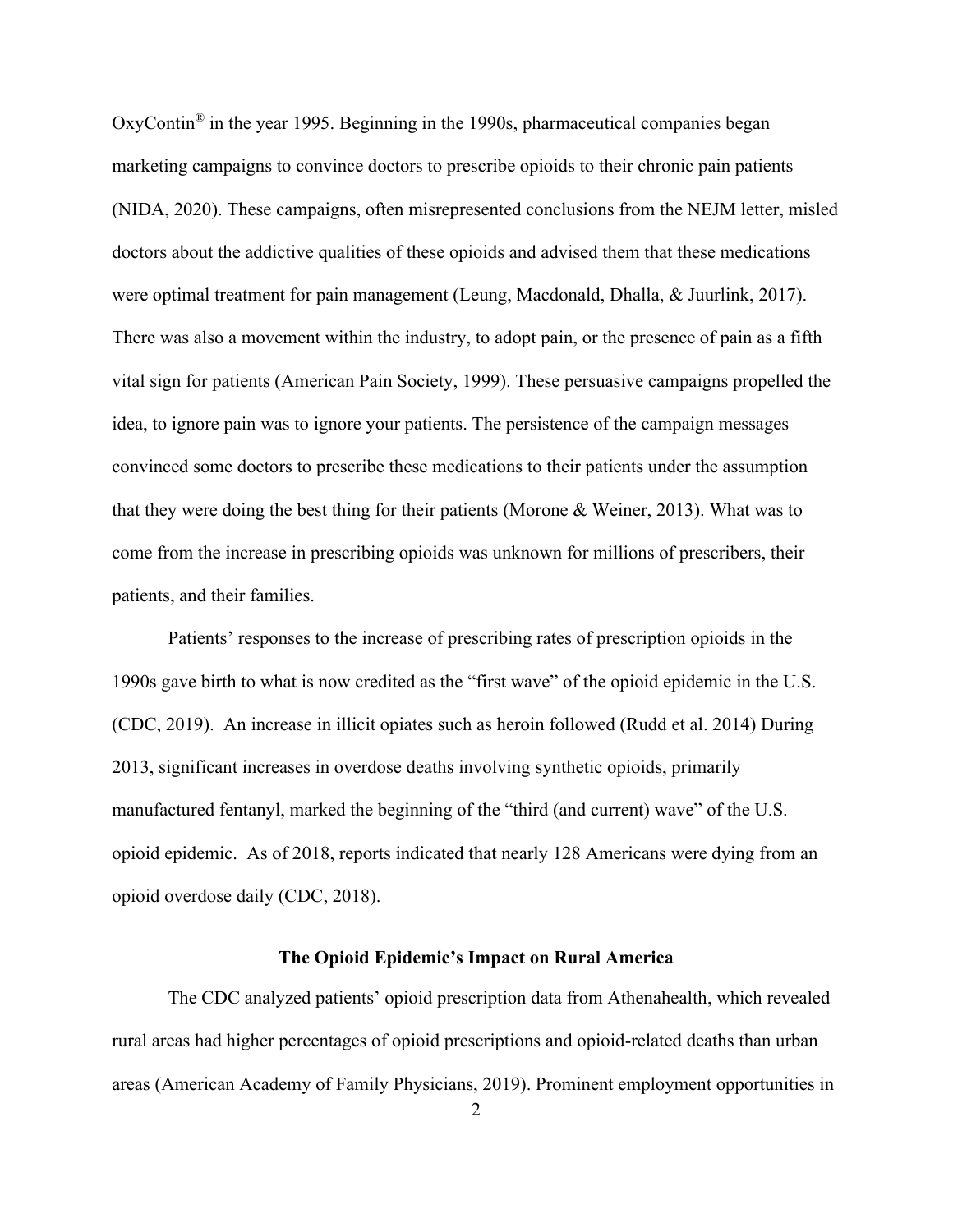OxyContin® in the year 1995. Beginning in the 1990s, pharmaceutical companies began marketing campaigns to convince doctors to prescribe opioids to their chronic pain patients (NIDA, 2020). These campaigns, often misrepresented conclusions from the NEJM letter, misled doctors about the addictive qualities of these opioids and advised them that these medications were optimal treatment for pain management (Leung, Macdonald, Dhalla, & Juurlink, 2017). There was also a movement within the industry, to adopt pain, or the presence of pain as a fifth vital sign for patients (American Pain Society, 1999). These persuasive campaigns propelled the idea, to ignore pain was to ignore your patients. The persistence of the campaign messages convinced some doctors to prescribe these medications to their patients under the assumption that they were doing the best thing for their patients (Morone & Weiner, 2013). What was to come from the increase in prescribing opioids was unknown for millions of prescribers, their patients, and their families.

Patients' responses to the increase of prescribing rates of prescription opioids in the 1990s gave birth to what is now credited as the "first wave" of the opioid epidemic in the U.S. (CDC, 2019). An increase in illicit opiates such as heroin followed (Rudd et al. 2014) During 2013, significant increases in overdose deaths involving synthetic opioids, primarily manufactured fentanyl, marked the beginning of the "third (and current) wave" of the U.S. opioid epidemic. As of 2018, reports indicated that nearly 128 Americans were dying from an opioid overdose daily (CDC, 2018).

## The Opioid Epidemic's Impact on Rural America

The CDC analyzed patients' opioid prescription data from Athenahealth, which revealed rural areas had higher percentages of opioid prescriptions and opioid-related deaths than urban areas (American Academy of Family Physicians, 2019). Prominent employment opportunities in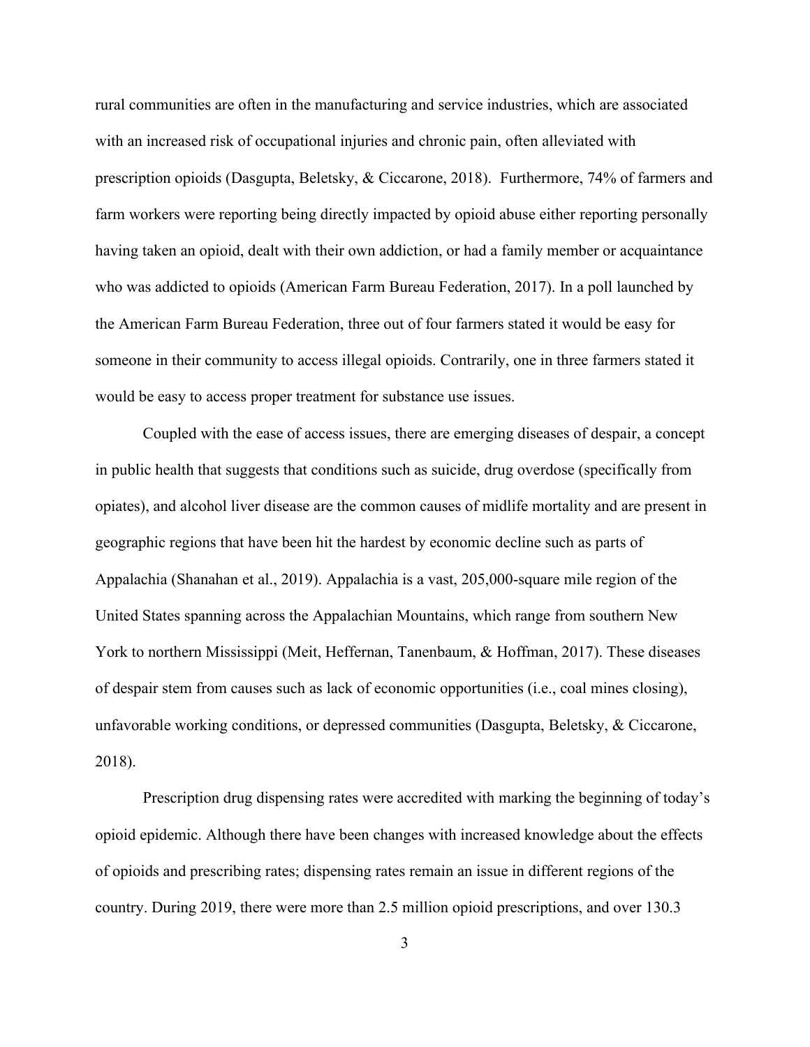rural communities are often in the manufacturing and service industries, which are associated with an increased risk of occupational injuries and chronic pain, often alleviated with prescription opioids (Dasgupta, Beletsky, & Ciccarone, 2018). Furthermore, 74% of farmers and farm workers were reporting being directly impacted by opioid abuse either reporting personally having taken an opioid, dealt with their own addiction, or had a family member or acquaintance who was addicted to opioids (American Farm Bureau Federation, 2017). In a poll launched by the American Farm Bureau Federation, three out of four farmers stated it would be easy for someone in their community to access illegal opioids. Contrarily, one in three farmers stated it would be easy to access proper treatment for substance use issues.

Coupled with the ease of access issues, there are emerging diseases of despair, a concept in public health that suggests that conditions such as suicide, drug overdose (specifically from opiates), and alcohol liver disease are the common causes of midlife mortality and are present in geographic regions that have been hit the hardest by economic decline such as parts of Appalachia (Shanahan et al., 2019). Appalachia is a vast, 205,000-square mile region of the United States spanning across the Appalachian Mountains, which range from southern New York to northern Mississippi (Meit, Heffernan, Tanenbaum, & Hoffman, 2017). These diseases of despair stem from causes such as lack of economic opportunities (i.e., coal mines closing), unfavorable working conditions, or depressed communities (Dasgupta, Beletsky, & Ciccarone, 2018).

Prescription drug dispensing rates were accredited with marking the beginning of today's opioid epidemic. Although there have been changes with increased knowledge about the effects of opioids and prescribing rates; dispensing rates remain an issue in different regions of the country. During 2019, there were more than 2.5 million opioid prescriptions, and over 130.3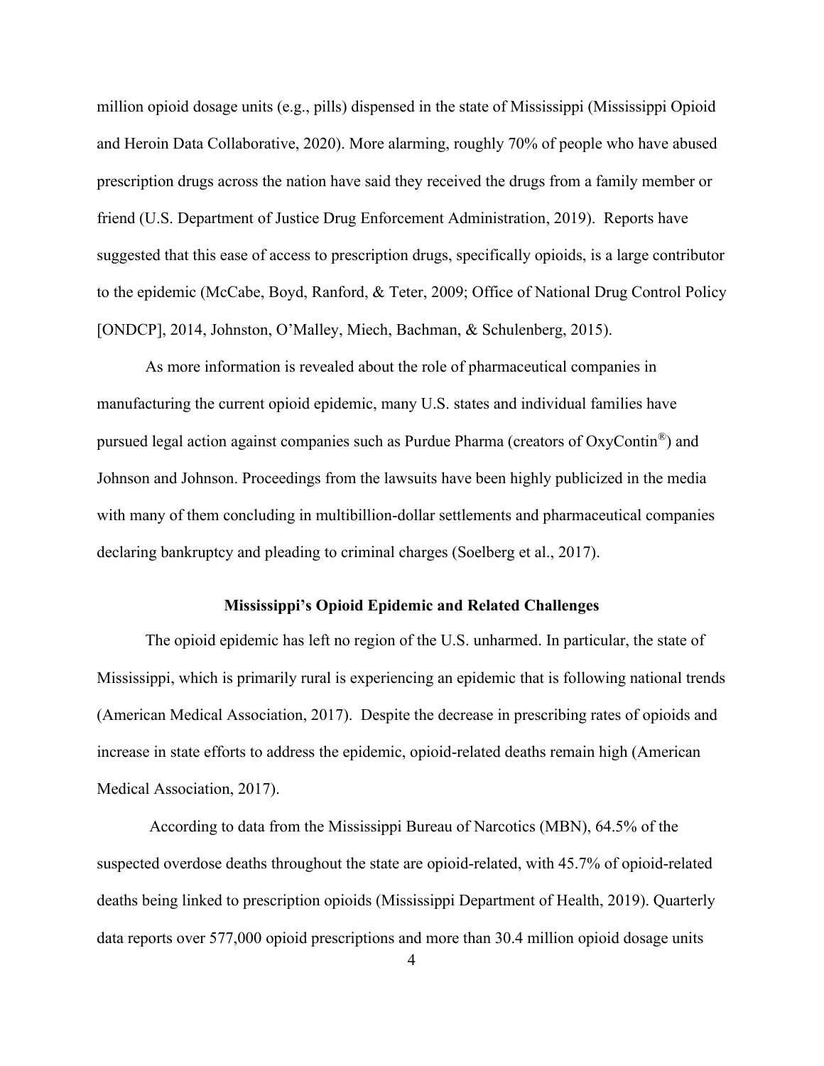million opioid dosage units (e.g., pills) dispensed in the state of Mississippi (Mississippi Opioid and Heroin Data Collaborative, 2020). More alarming, roughly 70% of people who have abused prescription drugs across the nation have said they received the drugs from a family member or friend (U.S. Department of Justice Drug Enforcement Administration, 2019). Reports have suggested that this ease of access to prescription drugs, specifically opioids, is a large contributor to the epidemic (McCabe, Boyd, Ranford, & Teter, 2009; Office of National Drug Control Policy [ONDCP], 2014, Johnston, O'Malley, Miech, Bachman, & Schulenberg, 2015).

As more information is revealed about the role of pharmaceutical companies in manufacturing the current opioid epidemic, many U.S. states and individual families have pursued legal action against companies such as Purdue Pharma (creators of OxyContin®) and Johnson and Johnson. Proceedings from the lawsuits have been highly publicized in the media with many of them concluding in multibillion-dollar settlements and pharmaceutical companies declaring bankruptcy and pleading to criminal charges (Soelberg et al., 2017).

## Mississippi's Opioid Epidemic and Related Challenges

The opioid epidemic has left no region of the U.S. unharmed. In particular, the state of Mississippi, which is primarily rural is experiencing an epidemic that is following national trends (American Medical Association, 2017). Despite the decrease in prescribing rates of opioids and increase in state efforts to address the epidemic, opioid-related deaths remain high (American Medical Association, 2017).

According to data from the Mississippi Bureau of Narcotics (MBN), 64.5% of the suspected overdose deaths throughout the state are opioid-related, with 45.7% of opioid-related deaths being linked to prescription opioids (Mississippi Department of Health, 2019). Quarterly data reports over 577,000 opioid prescriptions and more than 30.4 million opioid dosage units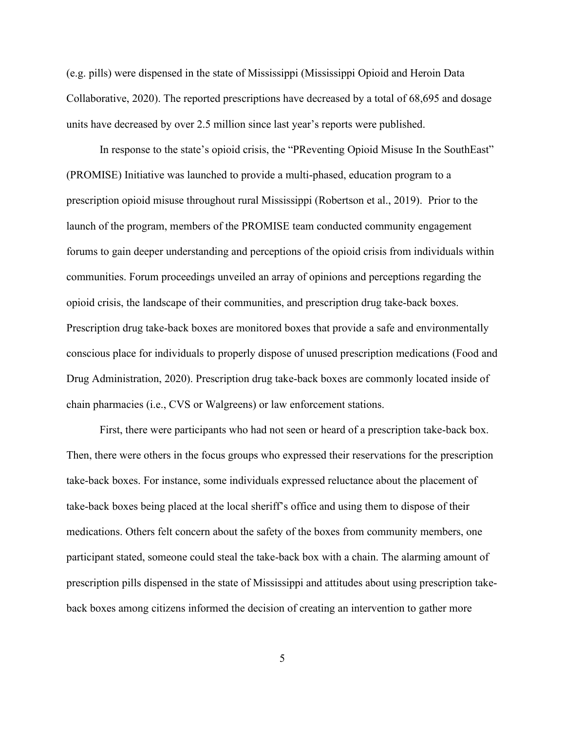(e.g. pills) were dispensed in the state of Mississippi (Mississippi Opioid and Heroin Data Collaborative, 2020). The reported prescriptions have decreased by a total of 68,695 and dosage units have decreased by over 2.5 million since last year's reports were published.

In response to the state's opioid crisis, the "PReventing Opioid Misuse In the SouthEast" (PROMISE) Initiative was launched to provide a multi-phased, education program to a prescription opioid misuse throughout rural Mississippi (Robertson et al., 2019). Prior to the launch of the program, members of the PROMISE team conducted community engagement forums to gain deeper understanding and perceptions of the opioid crisis from individuals within communities. Forum proceedings unveiled an array of opinions and perceptions regarding the opioid crisis, the landscape of their communities, and prescription drug take-back boxes. Prescription drug take-back boxes are monitored boxes that provide a safe and environmentally conscious place for individuals to properly dispose of unused prescription medications (Food and Drug Administration, 2020). Prescription drug take-back boxes are commonly located inside of chain pharmacies (i.e., CVS or Walgreens) or law enforcement stations.

First, there were participants who had not seen or heard of a prescription take-back box. Then, there were others in the focus groups who expressed their reservations for the prescription take-back boxes. For instance, some individuals expressed reluctance about the placement of take-back boxes being placed at the local sheriff's office and using them to dispose of their medications. Others felt concern about the safety of the boxes from community members, one participant stated, someone could steal the take-back box with a chain. The alarming amount of prescription pills dispensed in the state of Mississippi and attitudes about using prescription take-back boxes among citizens informed the decision of creating an intervention to gather more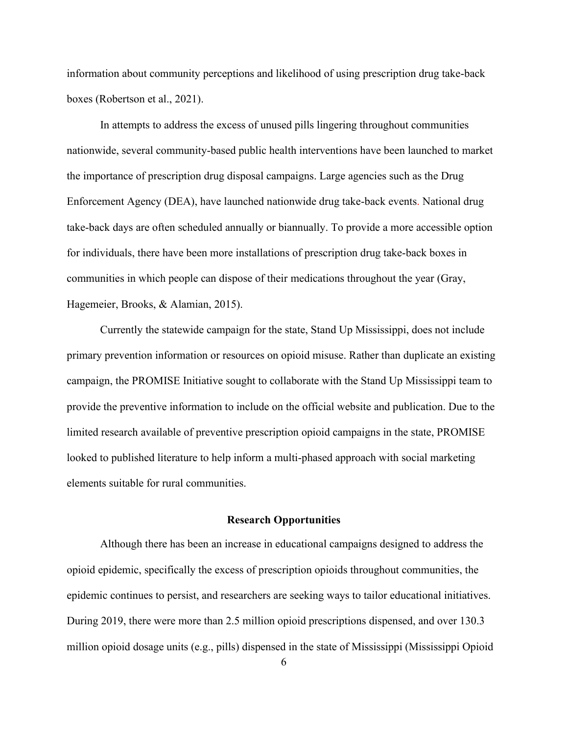information about community perceptions and likelihood of using prescription drug take-back boxes (Robertson et al., 2021).

In attempts to address the excess of unused pills lingering throughout communities nationwide, several community-based public health interventions have been launched to market the importance of prescription drug disposal campaigns. Large agencies such as the Drug Enforcement Agency (DEA), have launched nationwide drug take-back events. National drug take-back days are often scheduled annually or biannually. To provide a more accessible option for individuals, there have been more installations of prescription drug take-back boxes in communities in which people can dispose of their medications throughout the year (Gray, Hagemeier, Brooks, & Alamian, 2015).

Currently the statewide campaign for the state, Stand Up Mississippi, does not include primary prevention information or resources on opioid misuse. Rather than duplicate an existing campaign, the PROMISE Initiative sought to collaborate with the Stand Up Mississippi team to provide the preventive information to include on the official website and publication. Due to the limited research available of preventive prescription opioid campaigns in the state, PROMISE looked to published literature to help inform a multi-phased approach with social marketing elements suitable for rural communities.

## Research Opportunities

Although there has been an increase in educational campaigns designed to address the opioid epidemic, specifically the excess of prescription opioids throughout communities, the epidemic continues to persist, and researchers are seeking ways to tailor educational initiatives. During 2019, there were more than 2.5 million opioid prescriptions dispensed, and over 130.3 million opioid dosage units (e.g., pills) dispensed in the state of Mississippi (Mississippi Opioid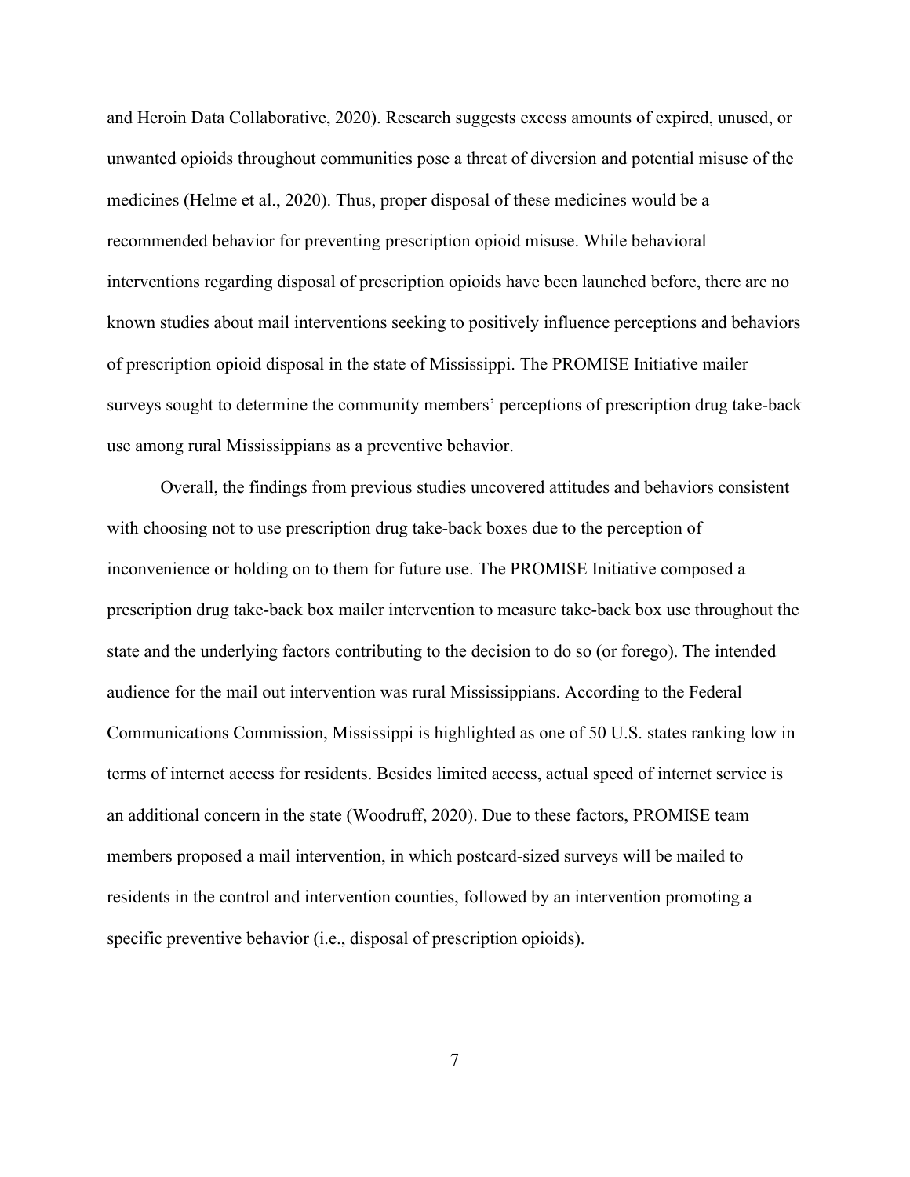and Heroin Data Collaborative, 2020). Research suggests excess amounts of expired, unused, or unwanted opioids throughout communities pose a threat of diversion and potential misuse of the medicines (Helme et al., 2020). Thus, proper disposal of these medicines would be a recommended behavior for preventing prescription opioid misuse. While behavioral interventions regarding disposal of prescription opioids have been launched before, there are no known studies about mail interventions seeking to positively influence perceptions and behaviors of prescription opioid disposal in the state of Mississippi. The PROMISE Initiative mailer surveys sought to determine the community members' perceptions of prescription drug take-back use among rural Mississippians as a preventive behavior.

Overall, the findings from previous studies uncovered attitudes and behaviors consistent with choosing not to use prescription drug take-back boxes due to the perception of inconvenience or holding on to them for future use. The PROMISE Initiative composed a prescription drug take-back box mailer intervention to measure take-back box use throughout the state and the underlying factors contributing to the decision to do so (or forego). The intended audience for the mail out intervention was rural Mississippians. According to the Federal Communications Commission, Mississippi is highlighted as one of 50 U.S. states ranking low in terms of internet access for residents. Besides limited access, actual speed of internet service is an additional concern in the state (Woodruff, 2020). Due to these factors, PROMISE team members proposed a mail intervention, in which postcard-sized surveys will be mailed to residents in the control and intervention counties, followed by an intervention promoting a specific preventive behavior (i.e., disposal of prescription opioids).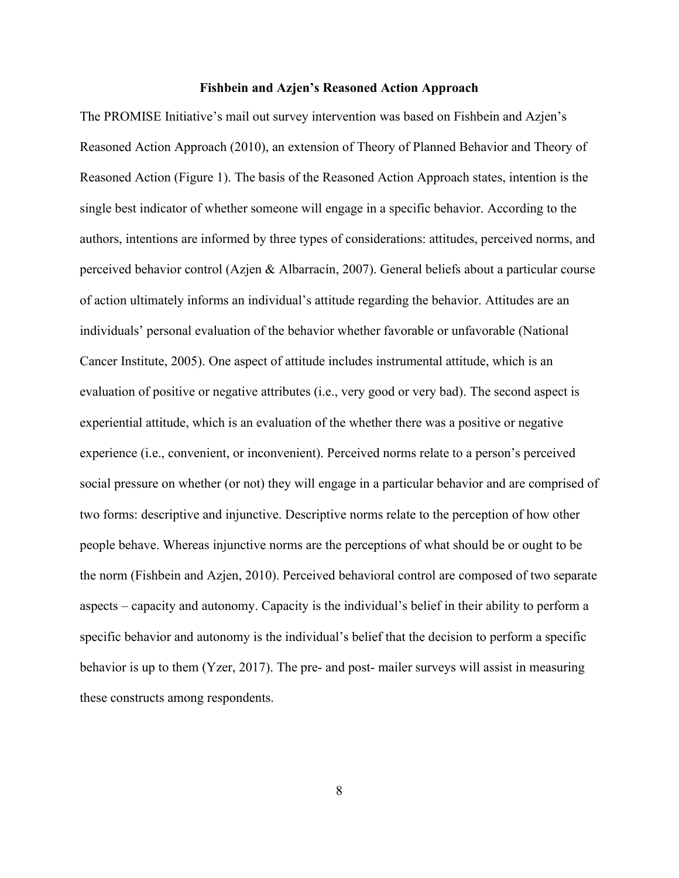## Fishbein and Azjen's Reasoned Action Approach

The PROMISE Initiative's mail out survey intervention was based on Fishbein and Azjen's Reasoned Action Approach (2010), an extension of Theory of Planned Behavior and Theory of Reasoned Action (Figure 1). The basis of the Reasoned Action Approach states, intention is the single best indicator of whether someone will engage in a specific behavior. According to the authors, intentions are informed by three types of considerations: attitudes, perceived norms, and perceived behavior control (Azjen & Albarracín, 2007). General beliefs about a particular course of action ultimately informs an individual's attitude regarding the behavior. Attitudes are an individuals' personal evaluation of the behavior whether favorable or unfavorable (National Cancer Institute, 2005). One aspect of attitude includes instrumental attitude, which is an evaluation of positive or negative attributes (i.e., very good or very bad). The second aspect is experiential attitude, which is an evaluation of the whether there was a positive or negative experience (i.e., convenient, or inconvenient). Perceived norms relate to a person's perceived social pressure on whether (or not) they will engage in a particular behavior and are comprised of two forms: descriptive and injunctive. Descriptive norms relate to the perception of how other people behave. Whereas injunctive norms are the perceptions of what should be or ought to be the norm (Fishbein and Azjen, 2010). Perceived behavioral control are composed of two separate aspects – capacity and autonomy. Capacity is the individual's belief in their ability to perform a specific behavior and autonomy is the individual's belief that the decision to perform a specific behavior is up to them (Yzer, 2017). The pre- and post- mailer surveys will assist in measuring these constructs among respondents.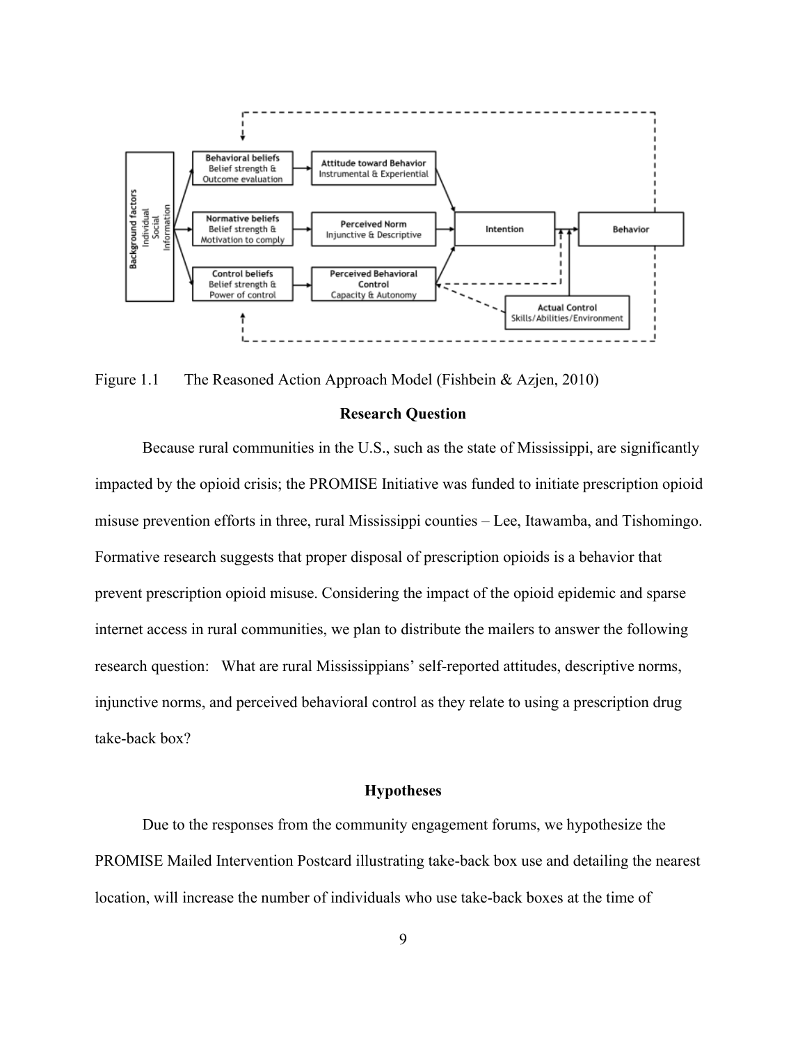Figure 1.1 The Reasoned Action Approach Model (Fishbein & Azjen, 2010)

## Research Question

Because rural communities in the U.S., such as the state of Mississippi, are significantly impacted by the opioid crisis; the PROMISE Initiative was funded to initiate prescription opioid misuse prevention efforts in three, rural Mississippi counties – Lee, Itawamba, and Tishomingo. Formative research suggests that proper disposal of prescription opioids is a behavior that prevent prescription opioid misuse. Considering the impact of the opioid epidemic and sparse internet access in rural communities, we plan to distribute the mailers to answer the following research question: What are rural Mississippians' self-reported attitudes, descriptive norms, injunctive norms, and perceived behavioral control as they relate to using a prescription drug take-back box?

## Hypotheses

Due to the responses from the community engagement forums, we hypothesize the PROMISE Mailed Intervention Postcard illustrating take-back box use and detailing the nearest location, will increase the number of individuals who use take-back boxes at the time of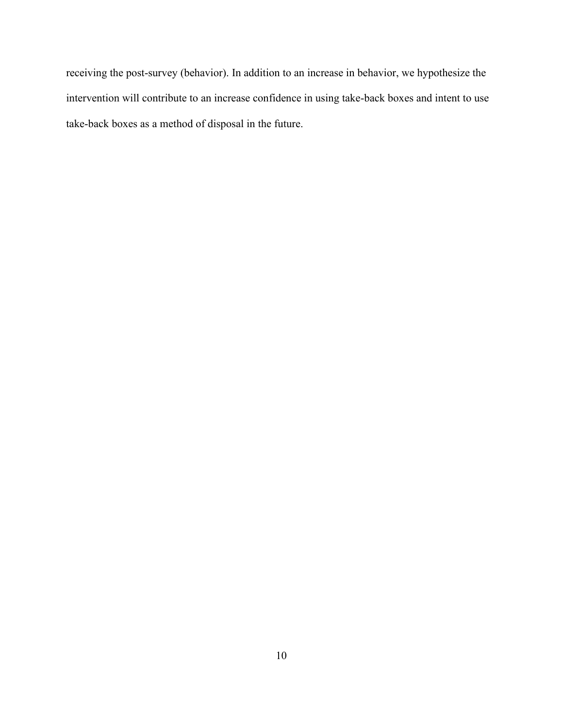receiving the post-survey (behavior). In addition to an increase in behavior, we hypothesize the intervention will contribute to an increase confidence in using take-back boxes and intent to use take-back boxes as a method of disposal in the future.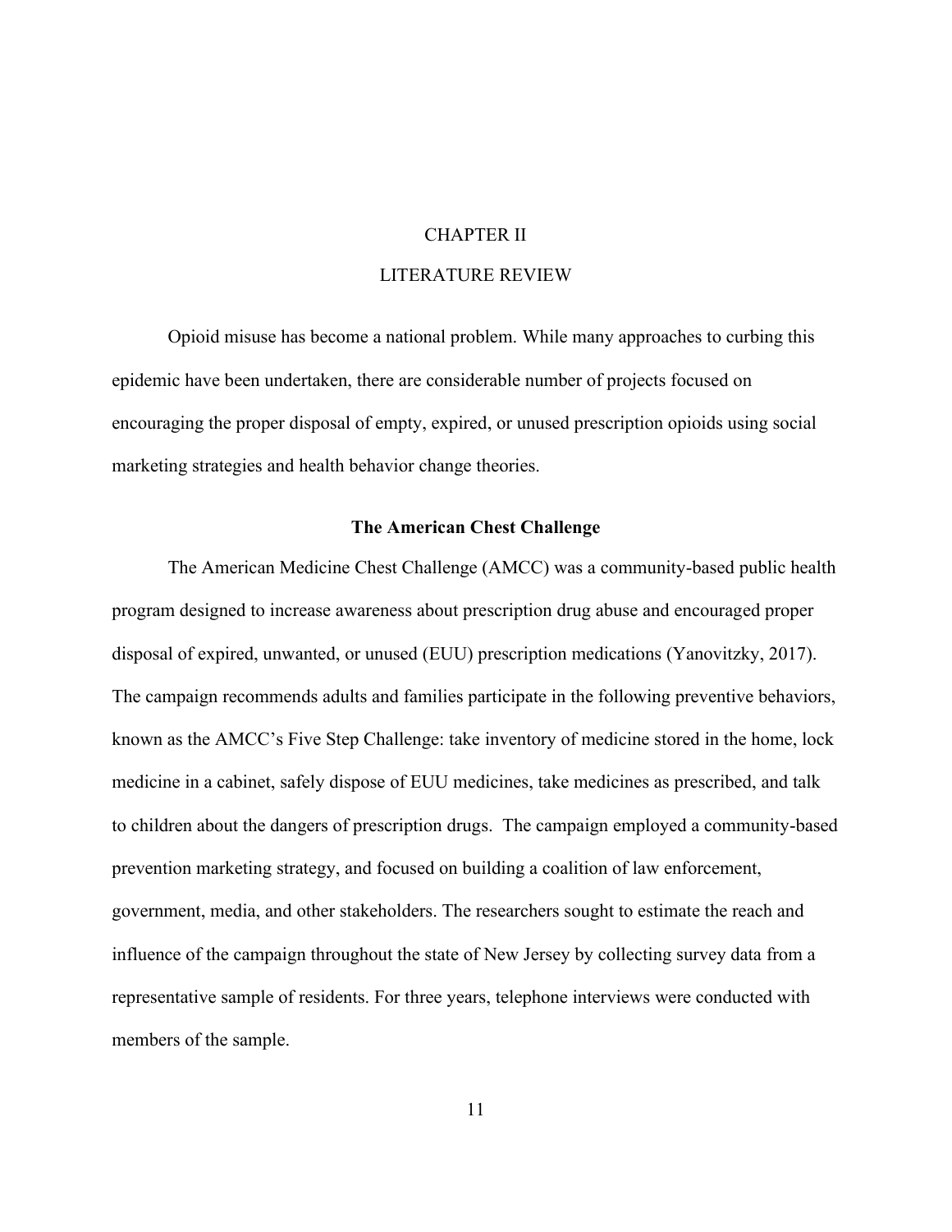# CHAPTER II

# LITERATURE REVIEW

Opioid misuse has become a national problem. While many approaches to curbing this epidemic have been undertaken, there are considerable number of projects focused on encouraging the proper disposal of empty, expired, or unused prescription opioids using social marketing strategies and health behavior change theories.

## The American Chest Challenge

The American Medicine Chest Challenge (AMCC) was a community-based public health program designed to increase awareness about prescription drug abuse and encouraged proper disposal of expired, unwanted, or unused (EUU) prescription medications (Yanovitzky, 2017). The campaign recommends adults and families participate in the following preventive behaviors, known as the AMCC's Five Step Challenge: take inventory of medicine stored in the home, lock medicine in a cabinet, safely dispose of EUU medicines, take medicines as prescribed, and talk to children about the dangers of prescription drugs. The campaign employed a community-based prevention marketing strategy, and focused on building a coalition of law enforcement, government, media, and other stakeholders. The researchers sought to estimate the reach and influence of the campaign throughout the state of New Jersey by collecting survey data from a representative sample of residents. For three years, telephone interviews were conducted with members of the sample.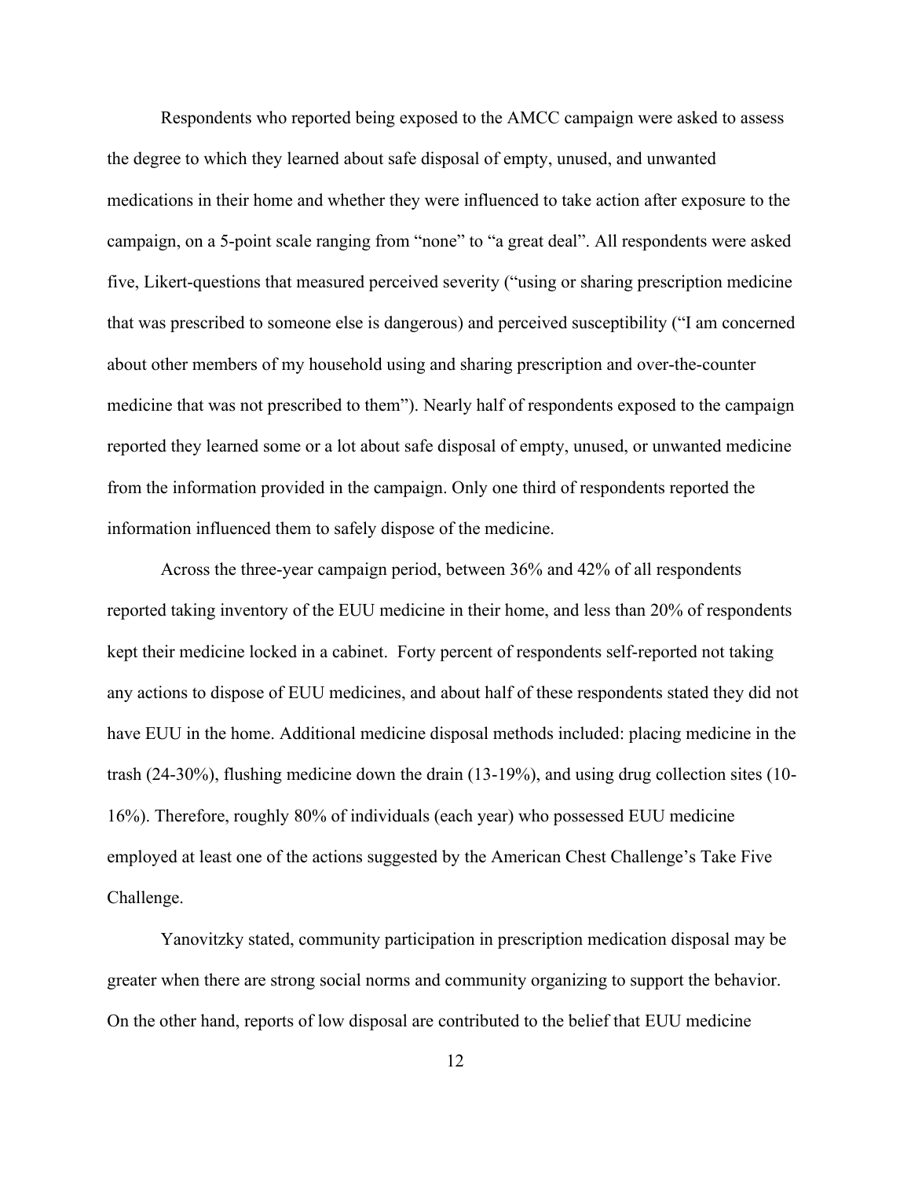Respondents who reported being exposed to the AMCC campaign were asked to assess the degree to which they learned about safe disposal of empty, unused, and unwanted medications in their home and whether they were influenced to take action after exposure to the campaign, on a 5-point scale ranging from "none" to "a great deal". All respondents were asked five, Likert-questions that measured perceived severity ("using or sharing prescription medicine that was prescribed to someone else is dangerous) and perceived susceptibility ("I am concerned about other members of my household using and sharing prescription and over-the-counter medicine that was not prescribed to them"). Nearly half of respondents exposed to the campaign reported they learned some or a lot about safe disposal of empty, unused, or unwanted medicine from the information provided in the campaign. Only one third of respondents reported the information influenced them to safely dispose of the medicine.

Across the three-year campaign period, between 36% and 42% of all respondents reported taking inventory of the EUU medicine in their home, and less than 20% of respondents kept their medicine locked in a cabinet. Forty percent of respondents self-reported not taking any actions to dispose of EUU medicines, and about half of these respondents stated they did not have EUU in the home. Additional medicine disposal methods included: placing medicine in the trash (24-30%), flushing medicine down the drain (13-19%), and using drug collection sites (10-16%). Therefore, roughly 80% of individuals (each year) who possessed EUU medicine employed at least one of the actions suggested by the American Chest Challenge's Take Five Challenge.

Yanovitzky stated, community participation in prescription medication disposal may be greater when there are strong social norms and community organizing to support the behavior. On the other hand, reports of low disposal are contributed to the belief that EUU medicine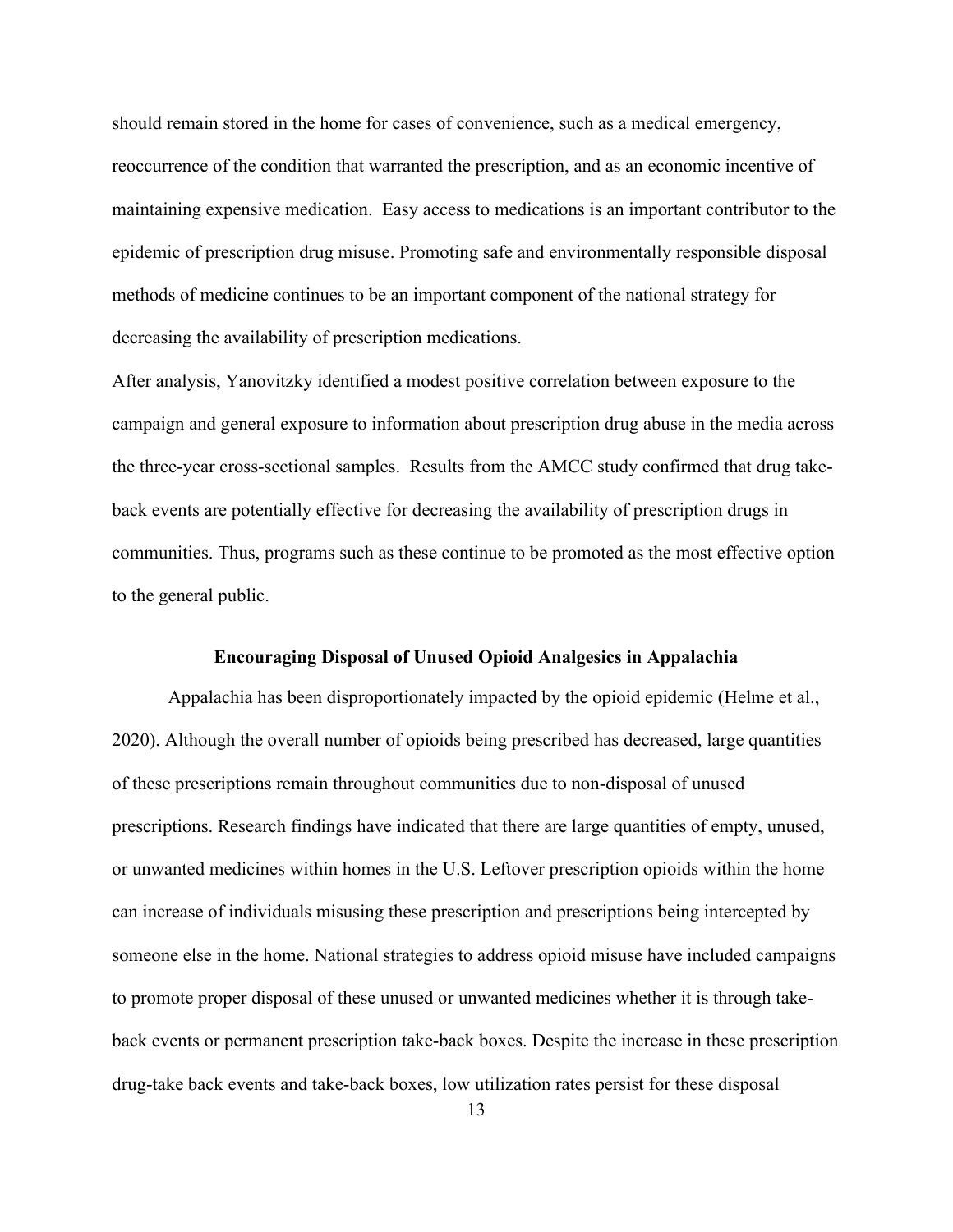should remain stored in the home for cases of convenience, such as a medical emergency, reoccurrence of the condition that warranted the prescription, and as an economic incentive of maintaining expensive medication. Easy access to medications is an important contributor to the epidemic of prescription drug misuse. Promoting safe and environmentally responsible disposal methods of medicine continues to be an important component of the national strategy for decreasing the availability of prescription medications.

After analysis, Yanovitzky identified a modest positive correlation between exposure to the campaign and general exposure to information about prescription drug abuse in the media across the three-year cross-sectional samples. Results from the AMCC study confirmed that drug take-back events are potentially effective for decreasing the availability of prescription drugs in communities. Thus, programs such as these continue to be promoted as the most effective option to the general public.

### Encouraging Disposal of Unused Opioid Analgesics in Appalachia

Appalachia has been disproportionately impacted by the opioid epidemic (Helme et al., 2020). Although the overall number of opioids being prescribed has decreased, large quantities of these prescriptions remain throughout communities due to non-disposal of unused prescriptions. Research findings have indicated that there are large quantities of empty, unused, or unwanted medicines within homes in the U.S. Leftover prescription opioids within the home can increase of individuals misusing these prescription and prescriptions being intercepted by someone else in the home. National strategies to address opioid misuse have included campaigns to promote proper disposal of these unused or unwanted medicines whether it is through take-back events or permanent prescription take-back boxes. Despite the increase in these prescription drug-take back events and take-back boxes, low utilization rates persist for these disposal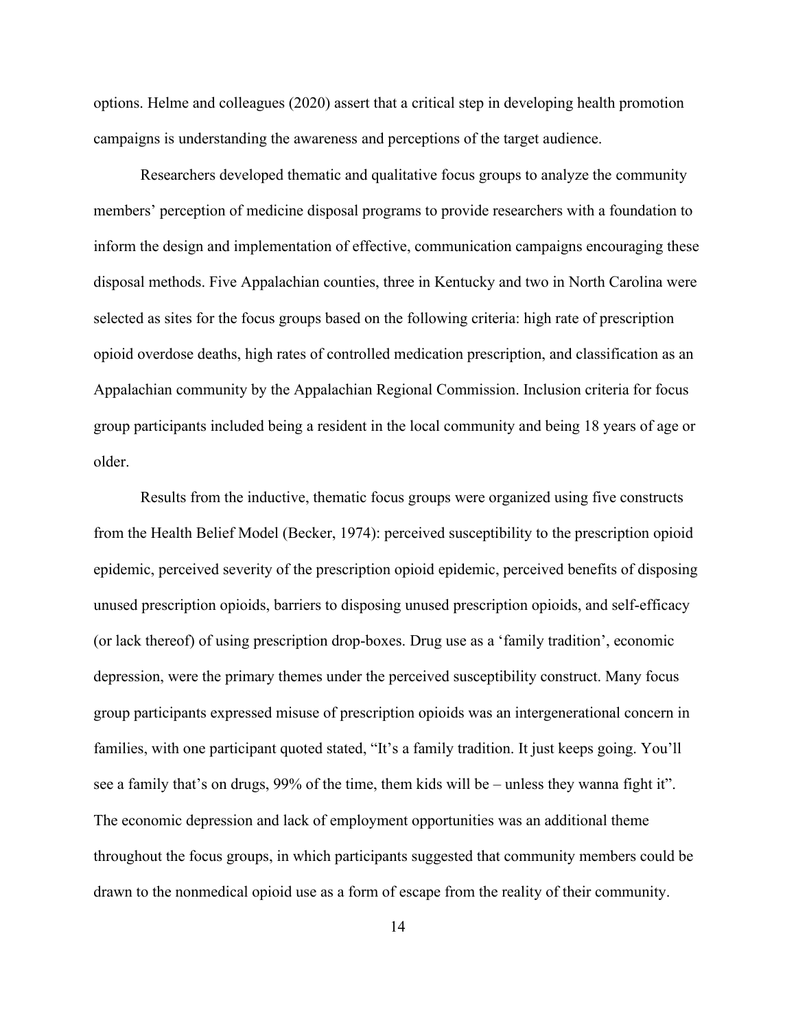options. Helme and colleagues (2020) assert that a critical step in developing health promotion campaigns is understanding the awareness and perceptions of the target audience.

Researchers developed thematic and qualitative focus groups to analyze the community members' perception of medicine disposal programs to provide researchers with a foundation to inform the design and implementation of effective, communication campaigns encouraging these disposal methods. Five Appalachian counties, three in Kentucky and two in North Carolina were selected as sites for the focus groups based on the following criteria: high rate of prescription opioid overdose deaths, high rates of controlled medication prescription, and classification as an Appalachian community by the Appalachian Regional Commission. Inclusion criteria for focus group participants included being a resident in the local community and being 18 years of age or older.

Results from the inductive, thematic focus groups were organized using five constructs from the Health Belief Model (Becker, 1974): perceived susceptibility to the prescription opioid epidemic, perceived severity of the prescription opioid epidemic, perceived benefits of disposing unused prescription opioids, barriers to disposing unused prescription opioids, and self-efficacy (or lack thereof) of using prescription drop-boxes. Drug use as a 'family tradition', economic depression, were the primary themes under the perceived susceptibility construct. Many focus group participants expressed misuse of prescription opioids was an intergenerational concern in families, with one participant quoted stated, "It's a family tradition. It just keeps going. You'll see a family that's on drugs, 99% of the time, them kids will be – unless they wanna fight it". The economic depression and lack of employment opportunities was an additional theme throughout the focus groups, in which participants suggested that community members could be drawn to the nonmedical opioid use as a form of escape from the reality of their community.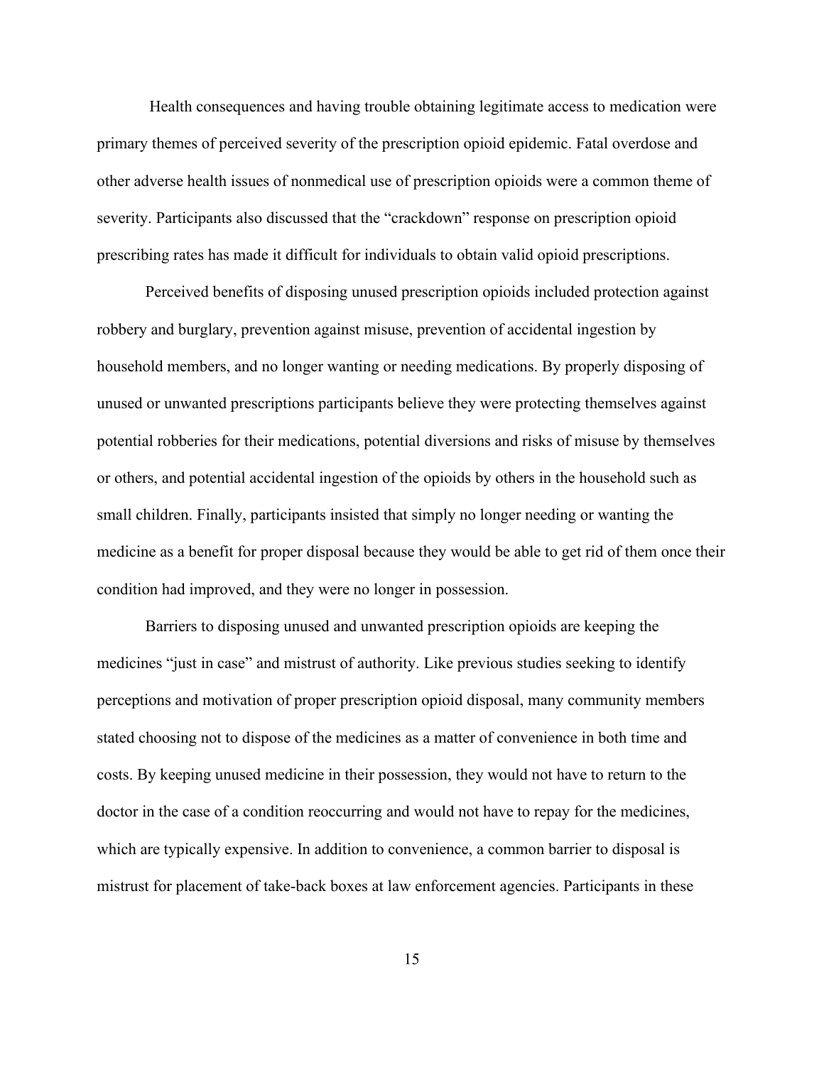Health consequences and having trouble obtaining legitimate access to medication were primary themes of perceived severity of the prescription opioid epidemic. Fatal overdose and other adverse health issues of nonmedical use of prescription opioids were a common theme of severity. Participants also discussed that the "crackdown" response on prescription opioid prescribing rates has made it difficult for individuals to obtain valid opioid prescriptions.

Perceived benefits of disposing unused prescription opioids included protection against robbery and burglary, prevention against misuse, prevention of accidental ingestion by household members, and no longer wanting or needing medications. By properly disposing of unused or unwanted prescriptions participants believe they were protecting themselves against potential robberies for their medications, potential diversions and risks of misuse by themselves or others, and potential accidental ingestion of the opioids by others in the household such as small children. Finally, participants insisted that simply no longer needing or wanting the medicine as a benefit for proper disposal because they would be able to get rid of them once their condition had improved, and they were no longer in possession.

Barriers to disposing unused and unwanted prescription opioids are keeping the medicines "just in case" and mistrust of authority. Like previous studies seeking to identify perceptions and motivation of proper prescription opioid disposal, many community members stated choosing not to dispose of the medicines as a matter of convenience in both time and costs. By keeping unused medicine in their possession, they would not have to return to the doctor in the case of a condition reoccurring and would not have to repay for the medicines, which are typically expensive. In addition to convenience, a common barrier to disposal is mistrust for placement of take-back boxes at law enforcement agencies. Participants in these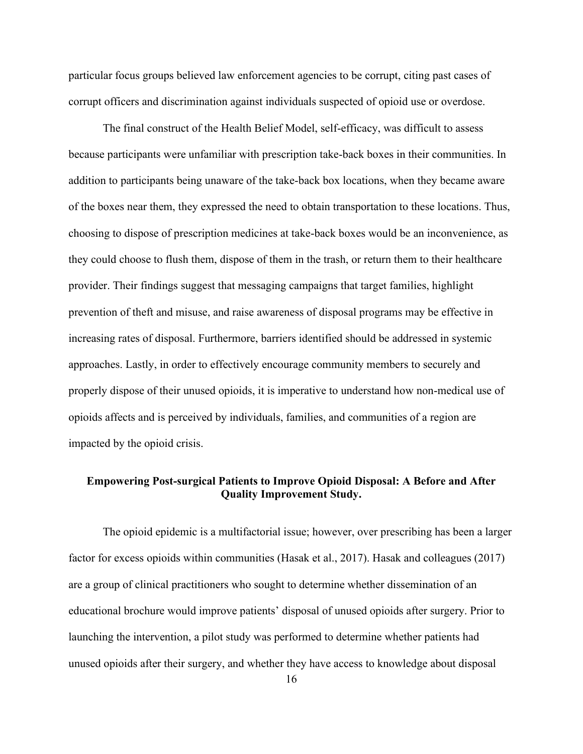particular focus groups believed law enforcement agencies to be corrupt, citing past cases of corrupt officers and discrimination against individuals suspected of opioid use or overdose.

The final construct of the Health Belief Model, self-efficacy, was difficult to assess because participants were unfamiliar with prescription take-back boxes in their communities. In addition to participants being unaware of the take-back box locations, when they became aware of the boxes near them, they expressed the need to obtain transportation to these locations. Thus, choosing to dispose of prescription medicines at take-back boxes would be an inconvenience, as they could choose to flush them, dispose of them in the trash, or return them to their healthcare provider. Their findings suggest that messaging campaigns that target families, highlight prevention of theft and misuse, and raise awareness of disposal programs may be effective in increasing rates of disposal. Furthermore, barriers identified should be addressed in systemic approaches. Lastly, in order to effectively encourage community members to securely and properly dispose of their unused opioids, it is imperative to understand how non-medical use of opioids affects and is perceived by individuals, families, and communities of a region are impacted by the opioid crisis.

### Empowering Post-surgical Patients to Improve Opioid Disposal: A Before and After Quality Improvement Study.

The opioid epidemic is a multifactorial issue; however, over prescribing has been a larger factor for excess opioids within communities (Hasak et al., 2017). Hasak and colleagues (2017) are a group of clinical practitioners who sought to determine whether dissemination of an educational brochure would improve patients' disposal of unused opioids after surgery. Prior to launching the intervention, a pilot study was performed to determine whether patients had unused opioids after their surgery, and whether they have access to knowledge about disposal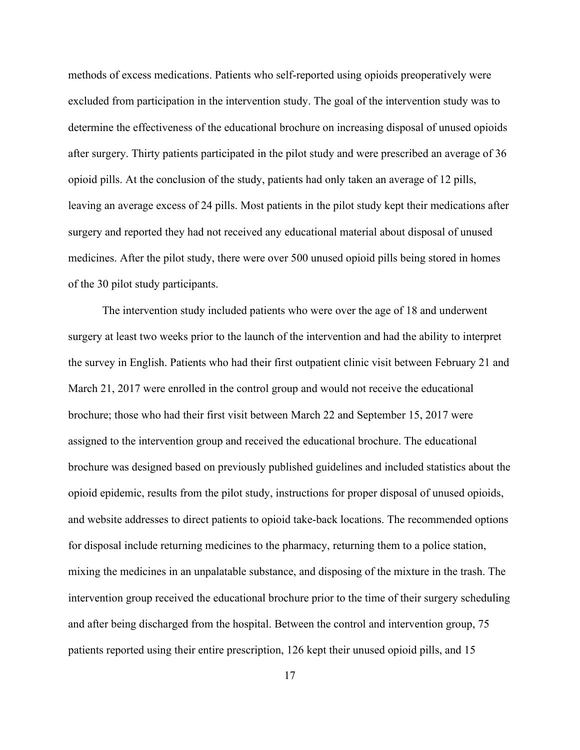methods of excess medications. Patients who self-reported using opioids preoperatively were excluded from participation in the intervention study. The goal of the intervention study was to determine the effectiveness of the educational brochure on increasing disposal of unused opioids after surgery. Thirty patients participated in the pilot study and were prescribed an average of 36 opioid pills. At the conclusion of the study, patients had only taken an average of 12 pills, leaving an average excess of 24 pills. Most patients in the pilot study kept their medications after surgery and reported they had not received any educational material about disposal of unused medicines. After the pilot study, there were over 500 unused opioid pills being stored in homes of the 30 pilot study participants.

The intervention study included patients who were over the age of 18 and underwent surgery at least two weeks prior to the launch of the intervention and had the ability to interpret the survey in English. Patients who had their first outpatient clinic visit between February 21 and March 21, 2017 were enrolled in the control group and would not receive the educational brochure; those who had their first visit between March 22 and September 15, 2017 were assigned to the intervention group and received the educational brochure. The educational brochure was designed based on previously published guidelines and included statistics about the opioid epidemic, results from the pilot study, instructions for proper disposal of unused opioids, and website addresses to direct patients to opioid take-back locations. The recommended options for disposal include returning medicines to the pharmacy, returning them to a police station, mixing the medicines in an unpalatable substance, and disposing of the mixture in the trash. The intervention group received the educational brochure prior to the time of their surgery scheduling and after being discharged from the hospital. Between the control and intervention group, 75 patients reported using their entire prescription, 126 kept their unused opioid pills, and 15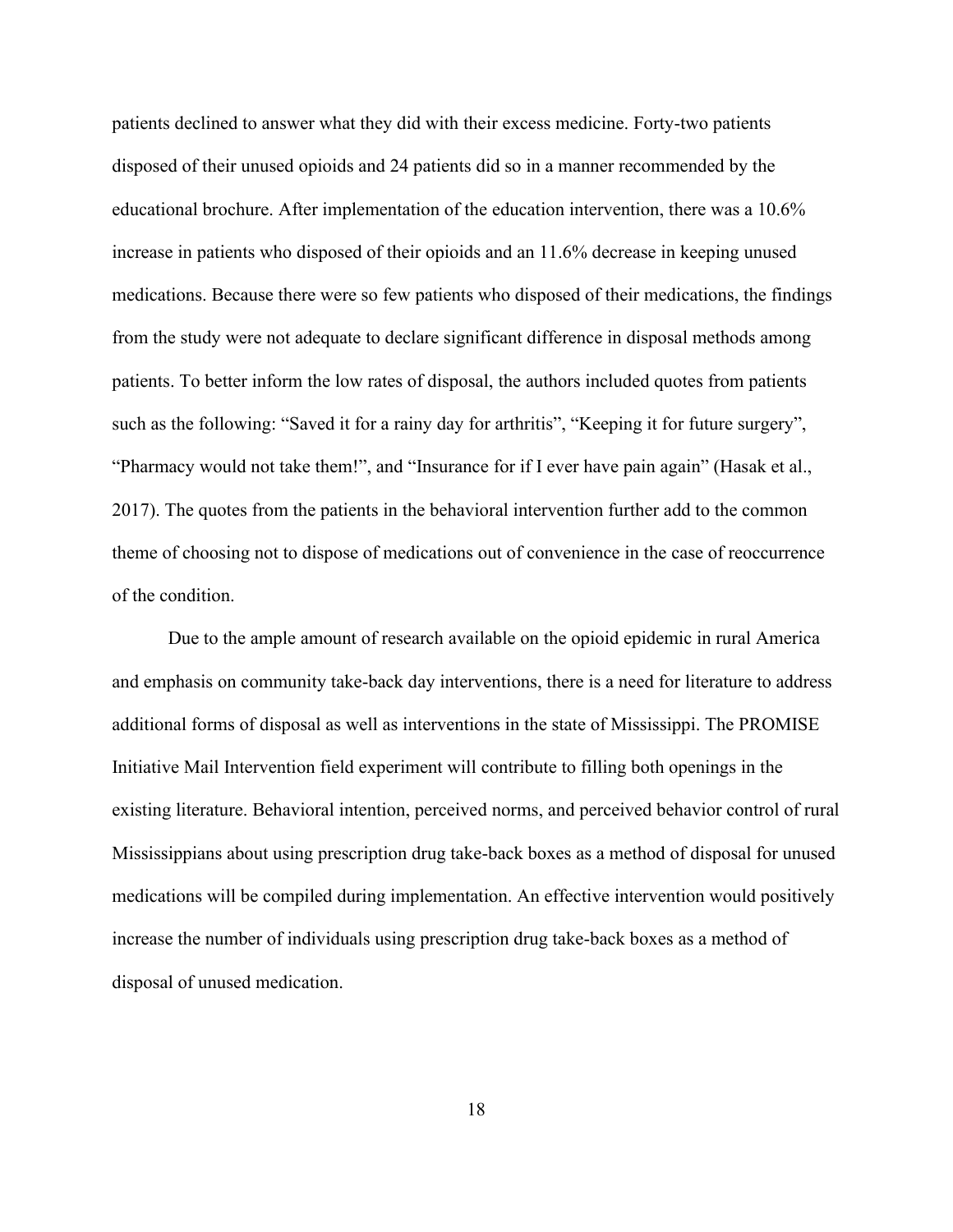patients declined to answer what they did with their excess medicine. Forty-two patients disposed of their unused opioids and 24 patients did so in a manner recommended by the educational brochure. After implementation of the education intervention, there was a 10.6% increase in patients who disposed of their opioids and an 11.6% decrease in keeping unused medications. Because there were so few patients who disposed of their medications, the findings from the study were not adequate to declare significant difference in disposal methods among patients. To better inform the low rates of disposal, the authors included quotes from patients such as the following: "Saved it for a rainy day for arthritis", "Keeping it for future surgery", "Pharmacy would not take them!", and "Insurance for if I ever have pain again" (Hasak et al., 2017). The quotes from the patients in the behavioral intervention further add to the common theme of choosing not to dispose of medications out of convenience in the case of reoccurrence of the condition.

Due to the ample amount of research available on the opioid epidemic in rural America and emphasis on community take-back day interventions, there is a need for literature to address additional forms of disposal as well as interventions in the state of Mississippi. The PROMISE Initiative Mail Intervention field experiment will contribute to filling both openings in the existing literature. Behavioral intention, perceived norms, and perceived behavior control of rural Mississippians about using prescription drug take-back boxes as a method of disposal for unused medications will be compiled during implementation. An effective intervention would positively increase the number of individuals using prescription drug take-back boxes as a method of disposal of unused medication.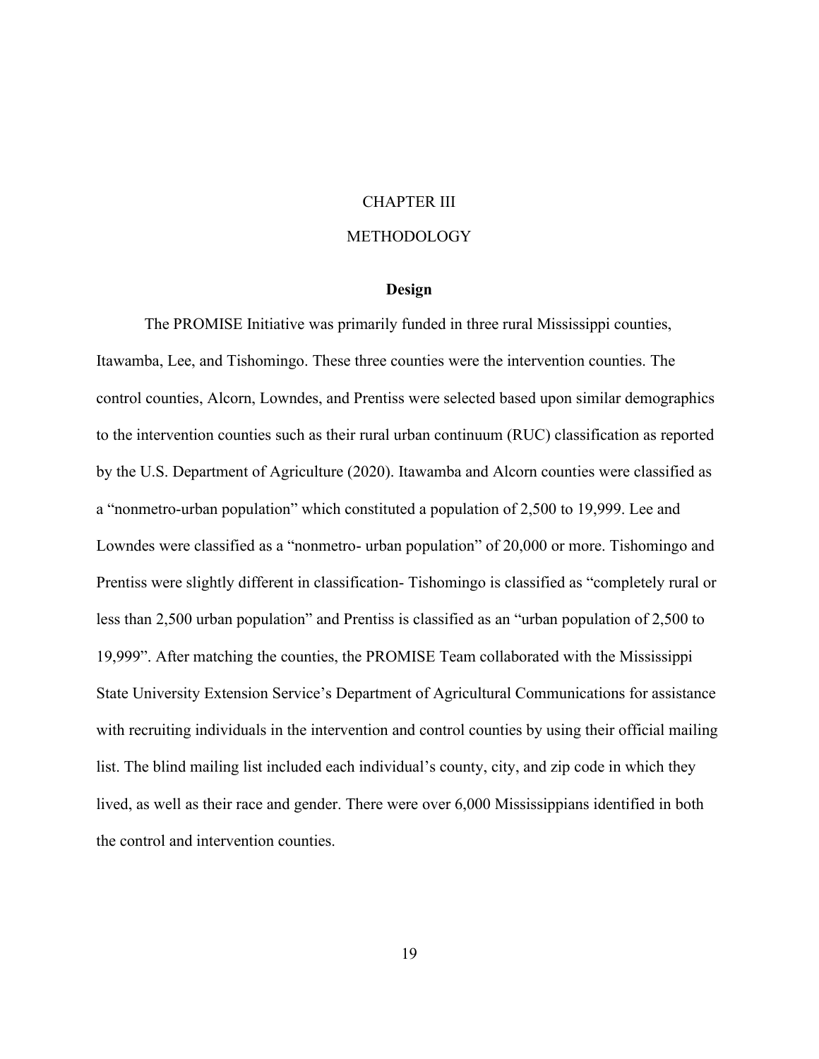# CHAPTER III

# METHODOLOGY

## Design

The PROMISE Initiative was primarily funded in three rural Mississippi counties, Itawamba, Lee, and Tishomingo. These three counties were the intervention counties. The control counties, Alcorn, Lowndes, and Prentiss were selected based upon similar demographics to the intervention counties such as their rural urban continuum (RUC) classification as reported by the U.S. Department of Agriculture (2020). Itawamba and Alcorn counties were classified as a "nonmetro-urban population" which constituted a population of 2,500 to 19,999. Lee and Lowndes were classified as a "nonmetro- urban population" of 20,000 or more. Tishomingo and Prentiss were slightly different in classification- Tishomingo is classified as "completely rural or less than 2,500 urban population" and Prentiss is classified as an "urban population of 2,500 to 19,999". After matching the counties, the PROMISE Team collaborated with the Mississippi State University Extension Service's Department of Agricultural Communications for assistance with recruiting individuals in the intervention and control counties by using their official mailing list. The blind mailing list included each individual's county, city, and zip code in which they lived, as well as their race and gender. There were over 6,000 Mississippians identified in both the control and intervention counties.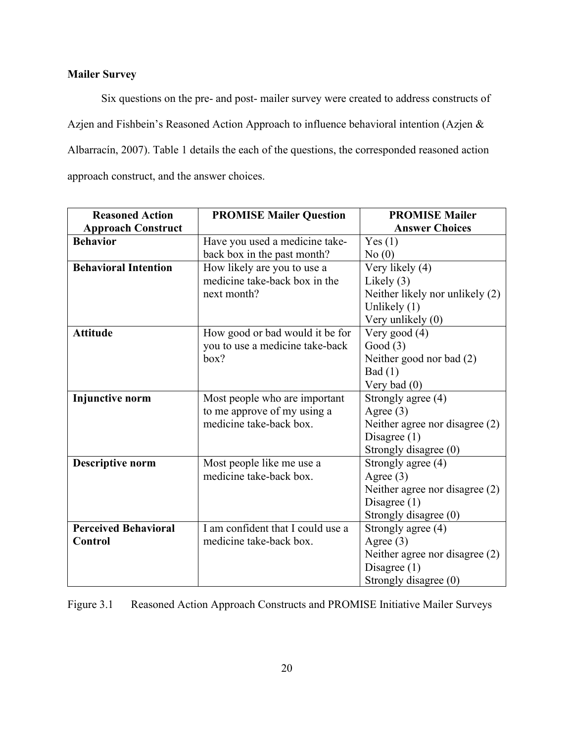**Mailer Survey**

Six questions on the pre- and post- mailer survey were created to address constructs of Azjen and Fishbein's Reasoned Action Approach to influence behavioral intention (Azjen & Albarracín, 2007). Table 1 details the each of the questions, the corresponded reasoned action approach construct, and the answer choices.

| Reasoned Action Approach Construct | PROMISE Mailer Question | PROMISE Mailer Answer Choices |
|---|---|---|
| **Behavior** | Have you used a medicine take-back box in the past month? | Yes (1)<br>No (0) |
| **Behavioral Intention** | How likely are you to use a medicine take-back box in the next month? | Very likely (4)<br>Likely (3)<br>Neither likely nor unlikely (2)<br>Unlikely (1)<br>Very unlikely (0) |
| **Attitude** | How good or bad would it be for you to use a medicine take-back box? | Very good (4)<br>Good (3)<br>Neither good nor bad (2)<br>Bad (1)<br>Very bad (0) |
| **Injunctive norm** | Most people who are important to me approve of my using a medicine take-back box. | Strongly agree (4)<br>Agree (3)<br>Neither agree nor disagree (2)<br>Disagree (1)<br>Strongly disagree (0) |
| **Descriptive norm** | Most people like me use a medicine take-back box. | Strongly agree (4)<br>Agree (3)<br>Neither agree nor disagree (2)<br>Disagree (1)<br>Strongly disagree (0) |
| **Perceived Behavioral Control** | I am confident that I could use a medicine take-back box. | Strongly agree (4)<br>Agree (3)<br>Neither agree nor disagree (2)<br>Disagree (1)<br>Strongly disagree (0) |

Figure 3.1 Reasoned Action Approach Constructs and PROMISE Initiative Mailer Surveys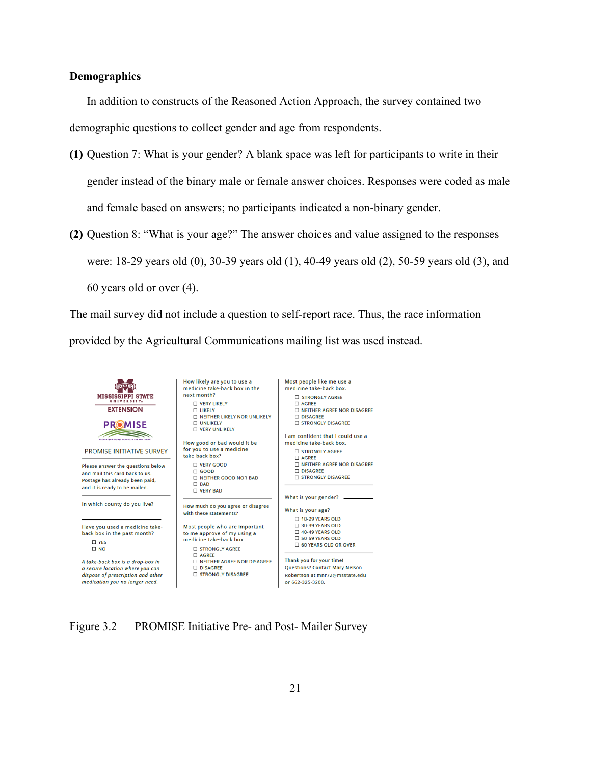**Demographics**

In addition to constructs of the Reasoned Action Approach, the survey contained two demographic questions to collect gender and age from respondents.

**(1)** Question 7: What is your gender? A blank space was left for participants to write in their gender instead of the binary male or female answer choices. Responses were coded as male and female based on answers; no participants indicated a non-binary gender.

**(2)** Question 8: "What is your age?" The answer choices and value assigned to the responses were: 18-29 years old (0), 30-39 years old (1), 40-49 years old (2), 50-59 years old (3), and 60 years old or over (4).

The mail survey did not include a question to self-report race. Thus, the race information provided by the Agricultural Communications mailing list was used instead.

MISSISSIPPI STATE UNIVERSITY EXTENSION

PROMISE

PROMISE INITIATIVE SURVEY

Please answer the questions below and mail this card back to us. Postage has already been paid, and it is ready to be mailed.

In which county do you live?

Have you used a medicine take-back box in the past month?

- ☐ YES
- ☐ NO

*A take-back box is a drop-box in a secure location where you can dispose of prescription and other medication you no longer need.*

How likely are you to use a medicine take-back box in the next month?

- ☐ VERY LIKELY
- ☐ LIKELY
- ☐ NEITHER LIKELY NOR UNLIKELY
- ☐ UNLIKELY
- ☐ VERY UNLIKELY

How good or bad would it be for you to use a medicine take-back box?

- ☐ VERY GOOD
- ☐ GOOD
- ☐ NEITHER GOOD NOR BAD
- ☐ BAD
- ☐ VERY BAD

How much do you agree or disagree with these statements?

Most people who are important to me approve of my using a medicine take-back box.

- ☐ STRONGLY AGREE
- ☐ AGREE
- ☐ NEITHER AGREE NOR DISAGREE
- ☐ DISAGREE
- ☐ STRONGLY DISAGREE

Most people like me use a medicine take-back box.

- ☐ STRONGLY AGREE
- ☐ AGREE
- ☐ NEITHER AGREE NOR DISAGREE
- ☐ DISAGREE
- ☐ STRONGLY DISAGREE

I am confident that I could use a medicine take-back box.

- ☐ STRONGLY AGREE
- ☐ AGREE
- ☐ NEITHER AGREE NOR DISAGREE
- ☐ DISAGREE
- ☐ STRONGLY DISAGREE

What is your gender? ______

What is your age?

- ☐ 18-29 YEARS OLD
- ☐ 30-39 YEARS OLD
- ☐ 40-49 YEARS OLD
- ☐ 50-59 YEARS OLD
- ☐ 60 YEARS OLD OR OVER

Thank you for your time! Questions? Contact Mary Nelson Robertson at mnr72@msstate.edu or 662-325-3200.

Figure 3.2 PROMISE Initiative Pre- and Post- Mailer Survey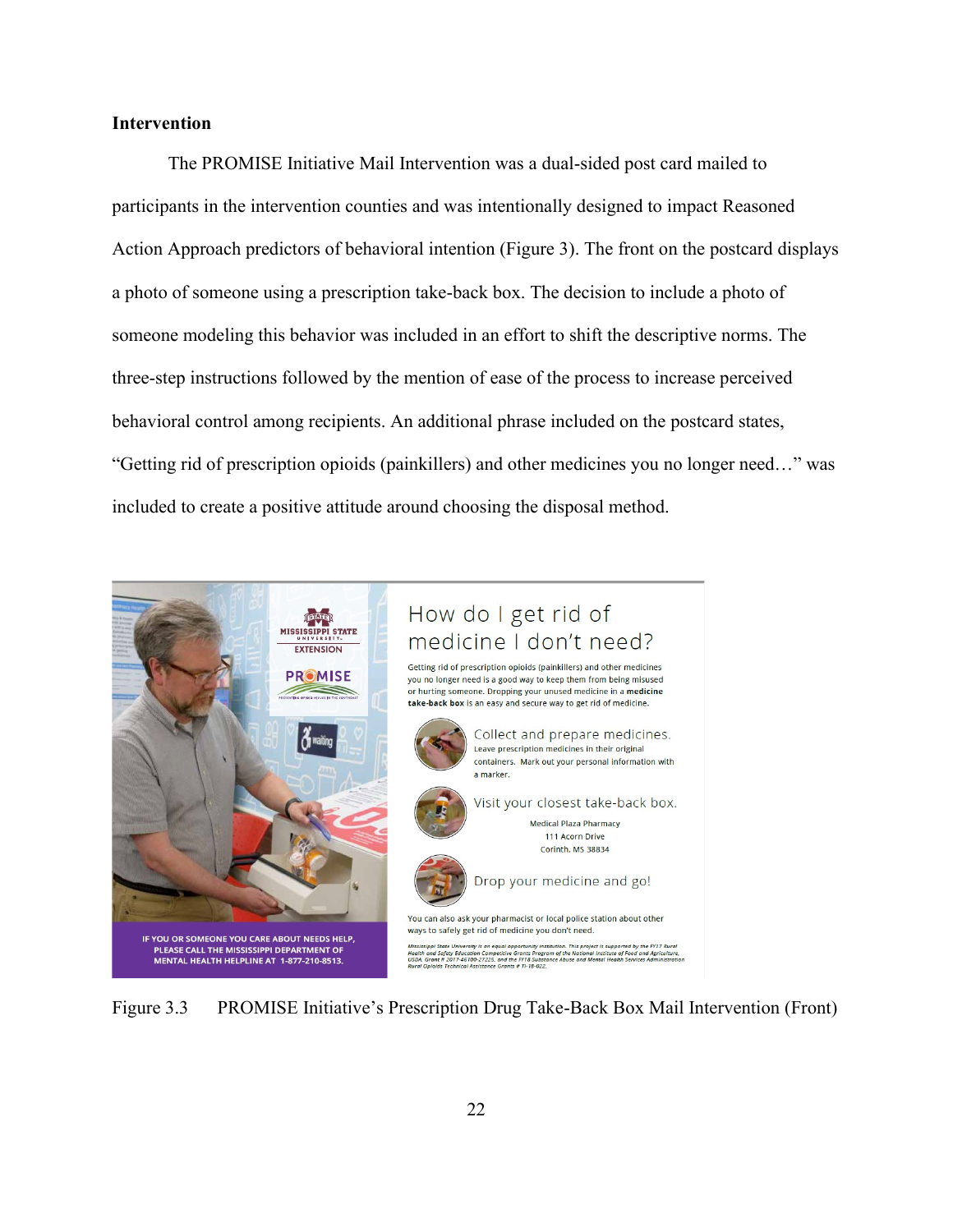## Intervention

The PROMISE Initiative Mail Intervention was a dual-sided post card mailed to participants in the intervention counties and was intentionally designed to impact Reasoned Action Approach predictors of behavioral intention (Figure 3). The front on the postcard displays a photo of someone using a prescription take-back box. The decision to include a photo of someone modeling this behavior was included in an effort to shift the descriptive norms. The three-step instructions followed by the mention of ease of the process to increase perceived behavioral control among recipients. An additional phrase included on the postcard states, "Getting rid of prescription opioids (painkillers) and other medicines you no longer need…" was included to create a positive attitude around choosing the disposal method.

Figure 3.3 PROMISE Initiative's Prescription Drug Take-Back Box Mail Intervention (Front)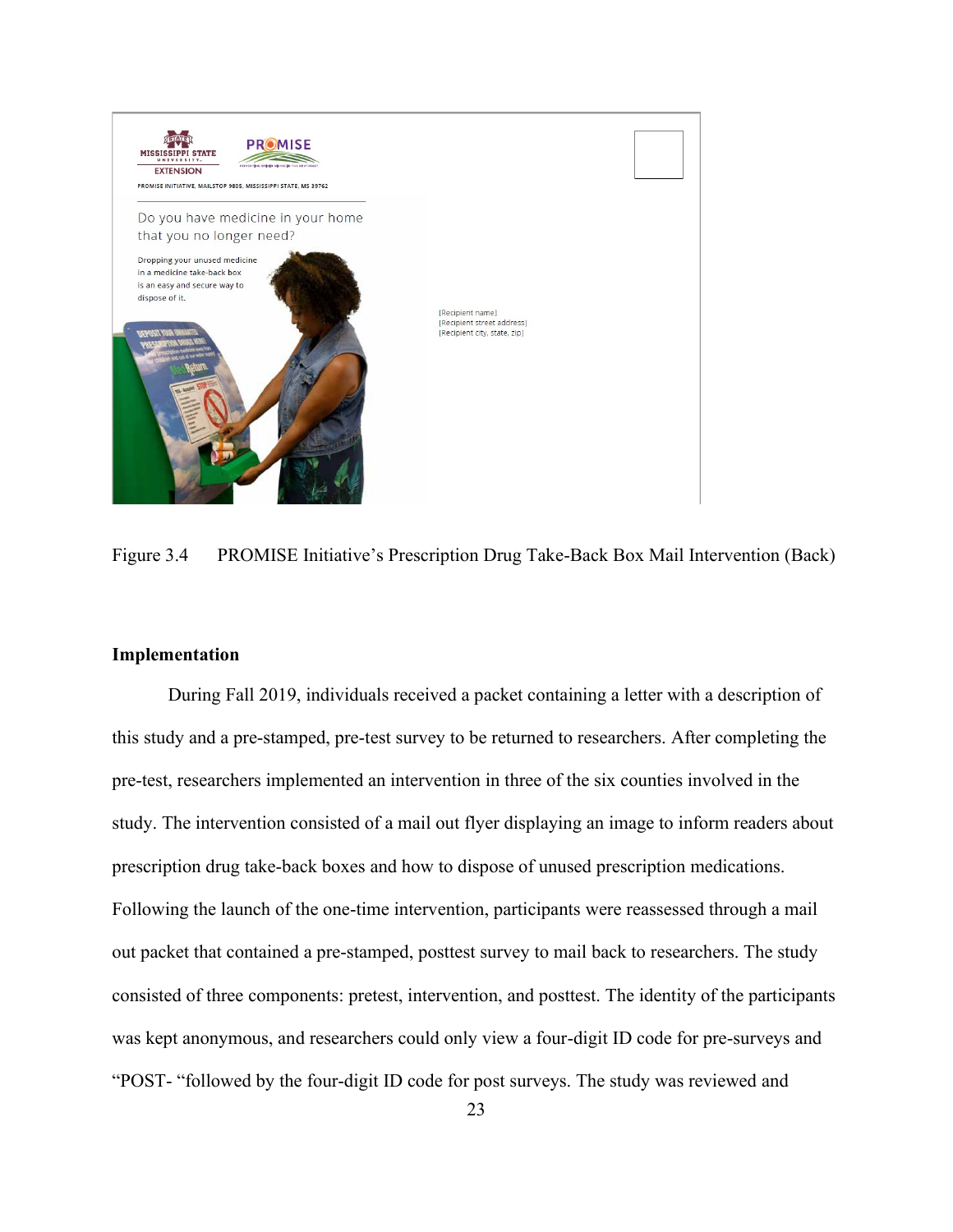Figure 3.4 PROMISE Initiative's Prescription Drug Take-Back Box Mail Intervention (Back)

**Implementation**

During Fall 2019, individuals received a packet containing a letter with a description of this study and a pre-stamped, pre-test survey to be returned to researchers. After completing the pre-test, researchers implemented an intervention in three of the six counties involved in the study. The intervention consisted of a mail out flyer displaying an image to inform readers about prescription drug take-back boxes and how to dispose of unused prescription medications. Following the launch of the one-time intervention, participants were reassessed through a mail out packet that contained a pre-stamped, posttest survey to mail back to researchers. The study consisted of three components: pretest, intervention, and posttest. The identity of the participants was kept anonymous, and researchers could only view a four-digit ID code for pre-surveys and "POST- "followed by the four-digit ID code for post surveys. The study was reviewed and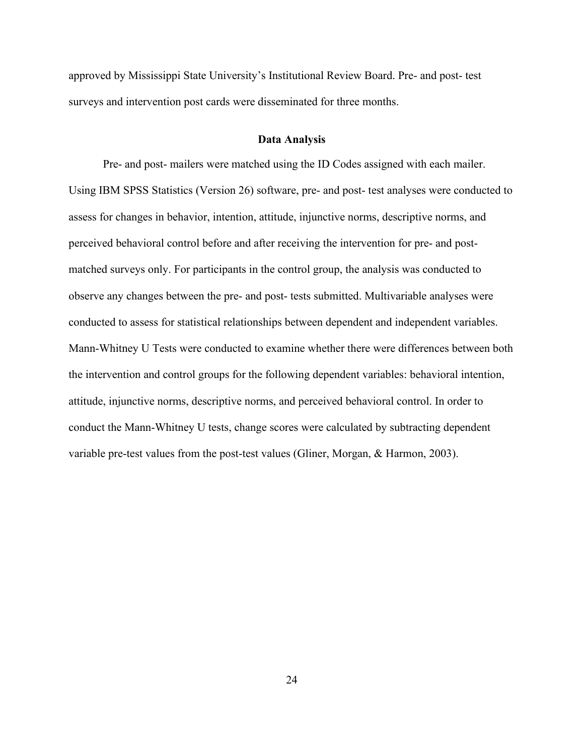approved by Mississippi State University's Institutional Review Board. Pre- and post- test surveys and intervention post cards were disseminated for three months.

## Data Analysis

Pre- and post- mailers were matched using the ID Codes assigned with each mailer. Using IBM SPSS Statistics (Version 26) software, pre- and post- test analyses were conducted to assess for changes in behavior, intention, attitude, injunctive norms, descriptive norms, and perceived behavioral control before and after receiving the intervention for pre- and post-matched surveys only. For participants in the control group, the analysis was conducted to observe any changes between the pre- and post- tests submitted. Multivariable analyses were conducted to assess for statistical relationships between dependent and independent variables. Mann-Whitney U Tests were conducted to examine whether there were differences between both the intervention and control groups for the following dependent variables: behavioral intention, attitude, injunctive norms, descriptive norms, and perceived behavioral control. In order to conduct the Mann-Whitney U tests, change scores were calculated by subtracting dependent variable pre-test values from the post-test values (Gliner, Morgan, & Harmon, 2003).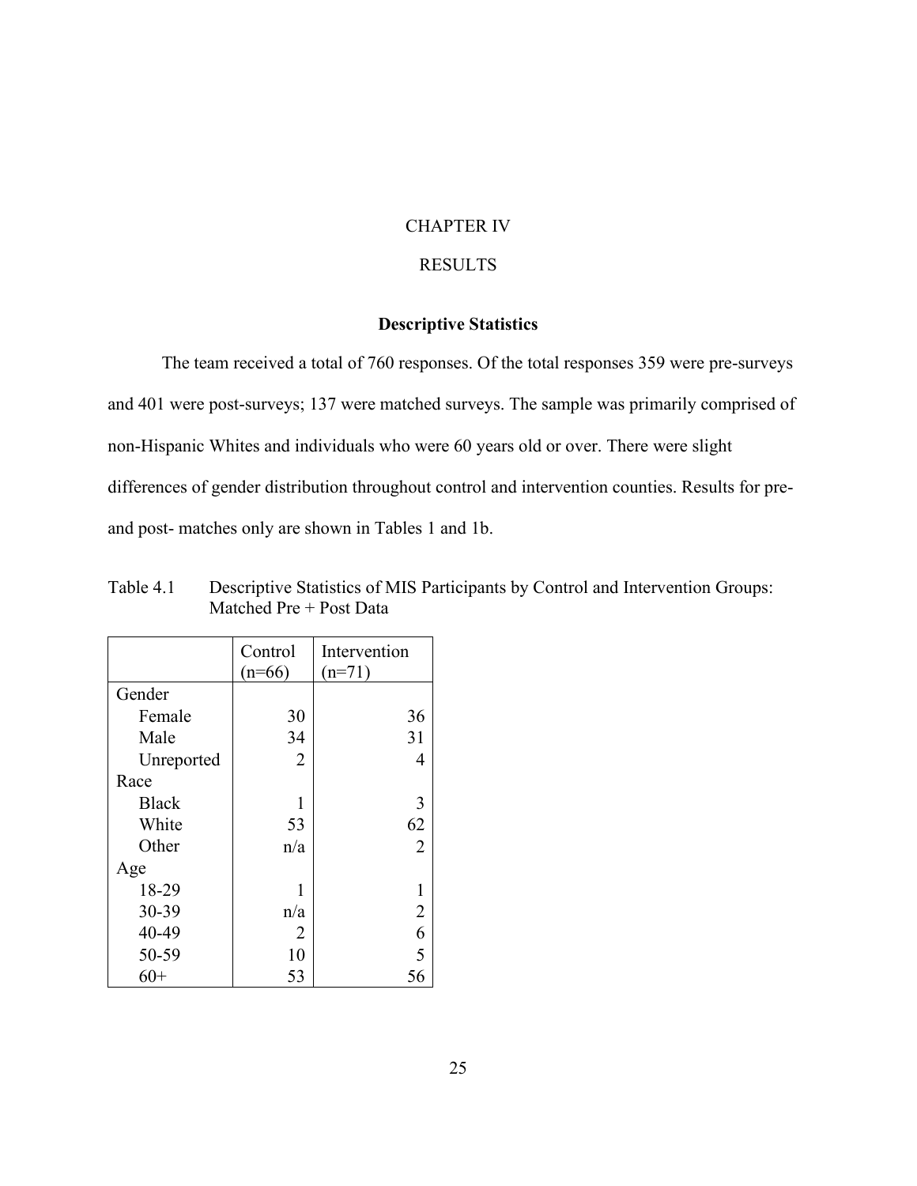# CHAPTER IV

# RESULTS

## Descriptive Statistics

The team received a total of 760 responses. Of the total responses 359 were pre-surveys and 401 were post-surveys; 137 were matched surveys. The sample was primarily comprised of non-Hispanic Whites and individuals who were 60 years old or over. There were slight differences of gender distribution throughout control and intervention counties. Results for pre- and post- matches only are shown in Tables 1 and 1b.

Table 4.1 Descriptive Statistics of MIS Participants by Control and Intervention Groups: Matched Pre + Post Data

| | Control (n=66) | Intervention (n=71) |
|---|---|---|
| Gender | | |
| Female | 30 | 36 |
| Male | 34 | 31 |
| Unreported | 2 | 4 |
| Race | | |
| Black | 1 | 3 |
| White | 53 | 62 |
| Other | n/a | 2 |
| Age | | |
| 18-29 | 1 | 1 |
| 30-39 | n/a | 2 |
| 40-49 | 2 | 6 |
| 50-59 | 10 | 5 |
| 60+ | 53 | 56 |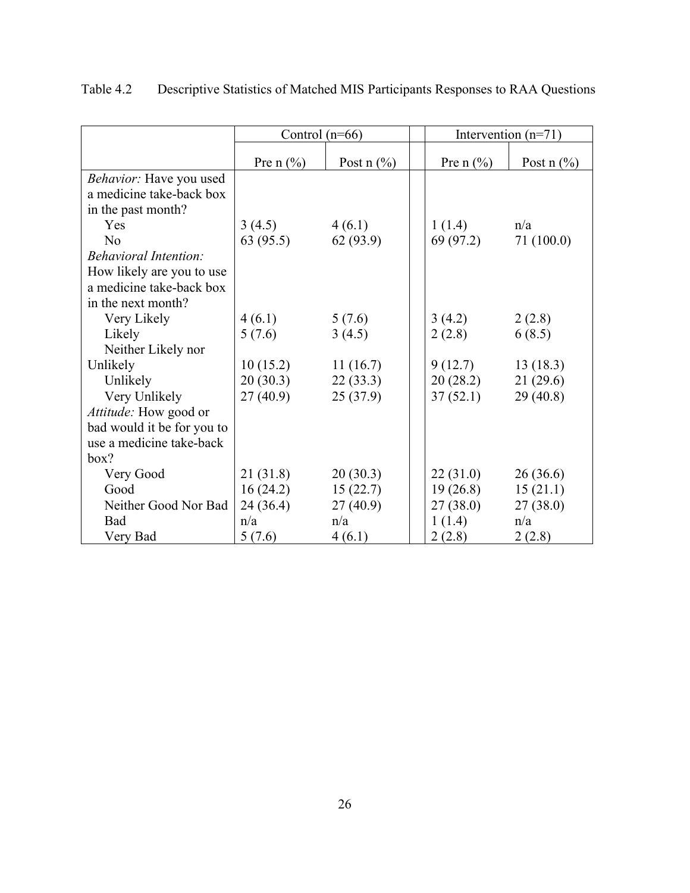Table 4.2 Descriptive Statistics of Matched MIS Participants Responses to RAA Questions

| | Control (n=66) | | Intervention (n=71) | |
|---|---|---|---|---|
| | Pre n (%) | Post n (%) | Pre n (%) | Post n (%) |
| *Behavior:* Have you used a medicine take-back box in the past month? | | | | |
| Yes | 3 (4.5) | 4 (6.1) | 1 (1.4) | n/a |
| No | 63 (95.5) | 62 (93.9) | 69 (97.2) | 71 (100.0) |
| *Behavioral Intention:* How likely are you to use a medicine take-back box in the next month? | | | | |
| Very Likely | 4 (6.1) | 5 (7.6) | 3 (4.2) | 2 (2.8) |
| Likely | 5 (7.6) | 3 (4.5) | 2 (2.8) | 6 (8.5) |
| Neither Likely nor Unlikely | 10 (15.2) | 11 (16.7) | 9 (12.7) | 13 (18.3) |
| Unlikely | 20 (30.3) | 22 (33.3) | 20 (28.2) | 21 (29.6) |
| Very Unlikely | 27 (40.9) | 25 (37.9) | 37 (52.1) | 29 (40.8) |
| *Attitude:* How good or bad would it be for you to use a medicine take-back box? | | | | |
| Very Good | 21 (31.8) | 20 (30.3) | 22 (31.0) | 26 (36.6) |
| Good | 16 (24.2) | 15 (22.7) | 19 (26.8) | 15 (21.1) |
| Neither Good Nor Bad | 24 (36.4) | 27 (40.9) | 27 (38.0) | 27 (38.0) |
| Bad | n/a | n/a | 1 (1.4) | n/a |
| Very Bad | 5 (7.6) | 4 (6.1) | 2 (2.8) | 2 (2.8) |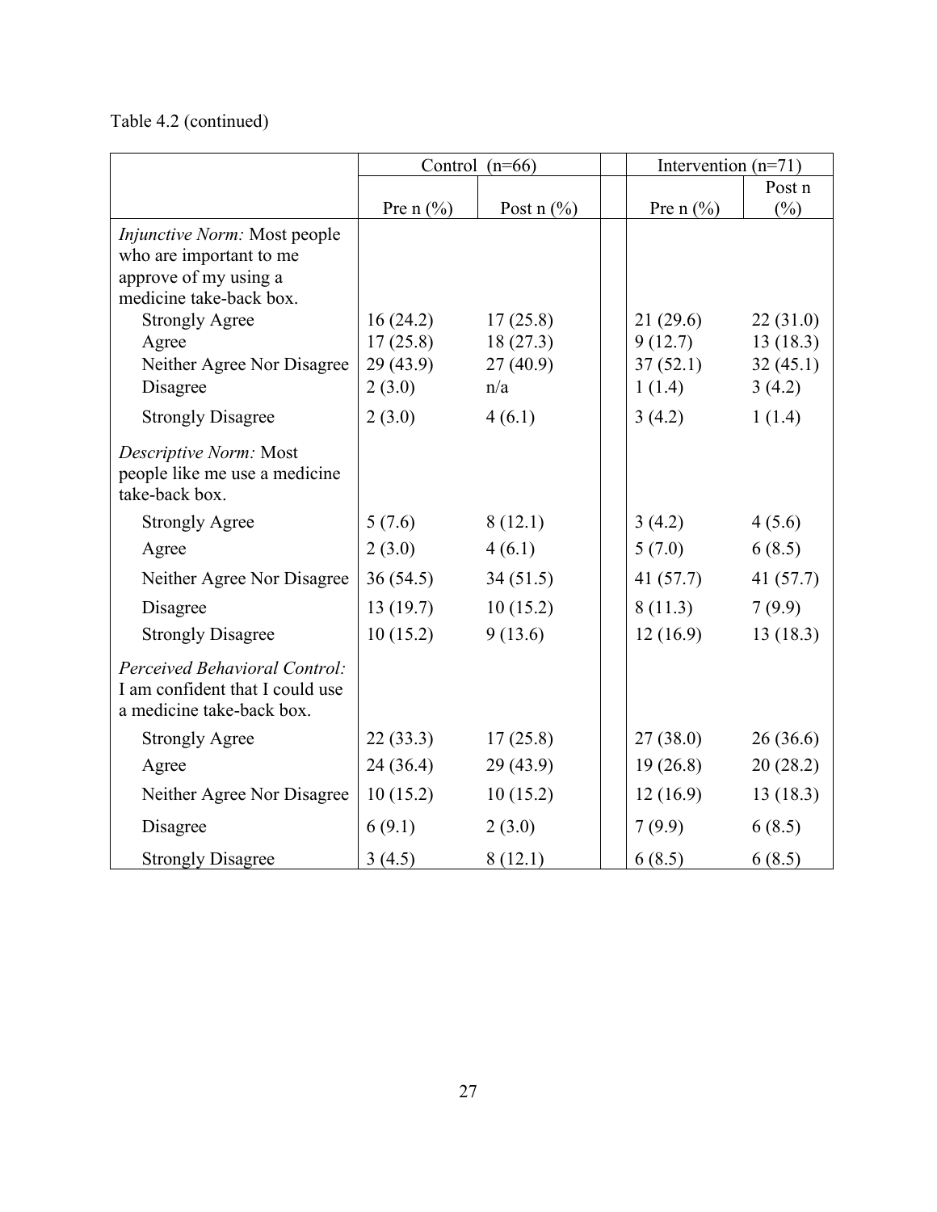Table 4.2 (continued)

| | Control (n=66) | | Intervention (n=71) | |
|---|---|---|---|---|
| | Pre n (%) | Post n (%) | Pre n (%) | Post n (%) |
| *Injunctive Norm:* Most people who are important to me approve of my using a medicine take-back box. | | | | |
| Strongly Agree | 16 (24.2) | 17 (25.8) | 21 (29.6) | 22 (31.0) |
| Agree | 17 (25.8) | 18 (27.3) | 9 (12.7) | 13 (18.3) |
| Neither Agree Nor Disagree | 29 (43.9) | 27 (40.9) | 37 (52.1) | 32 (45.1) |
| Disagree | 2 (3.0) | n/a | 1 (1.4) | 3 (4.2) |
| Strongly Disagree | 2 (3.0) | 4 (6.1) | 3 (4.2) | 1 (1.4) |
| *Descriptive Norm:* Most people like me use a medicine take-back box. | | | | |
| Strongly Agree | 5 (7.6) | 8 (12.1) | 3 (4.2) | 4 (5.6) |
| Agree | 2 (3.0) | 4 (6.1) | 5 (7.0) | 6 (8.5) |
| Neither Agree Nor Disagree | 36 (54.5) | 34 (51.5) | 41 (57.7) | 41 (57.7) |
| Disagree | 13 (19.7) | 10 (15.2) | 8 (11.3) | 7 (9.9) |
| Strongly Disagree | 10 (15.2) | 9 (13.6) | 12 (16.9) | 13 (18.3) |
| *Perceived Behavioral Control:* I am confident that I could use a medicine take-back box. | | | | |
| Strongly Agree | 22 (33.3) | 17 (25.8) | 27 (38.0) | 26 (36.6) |
| Agree | 24 (36.4) | 29 (43.9) | 19 (26.8) | 20 (28.2) |
| Neither Agree Nor Disagree | 10 (15.2) | 10 (15.2) | 12 (16.9) | 13 (18.3) |
| Disagree | 6 (9.1) | 2 (3.0) | 7 (9.9) | 6 (8.5) |
| Strongly Disagree | 3 (4.5) | 8 (12.1) | 6 (8.5) | 6 (8.5) |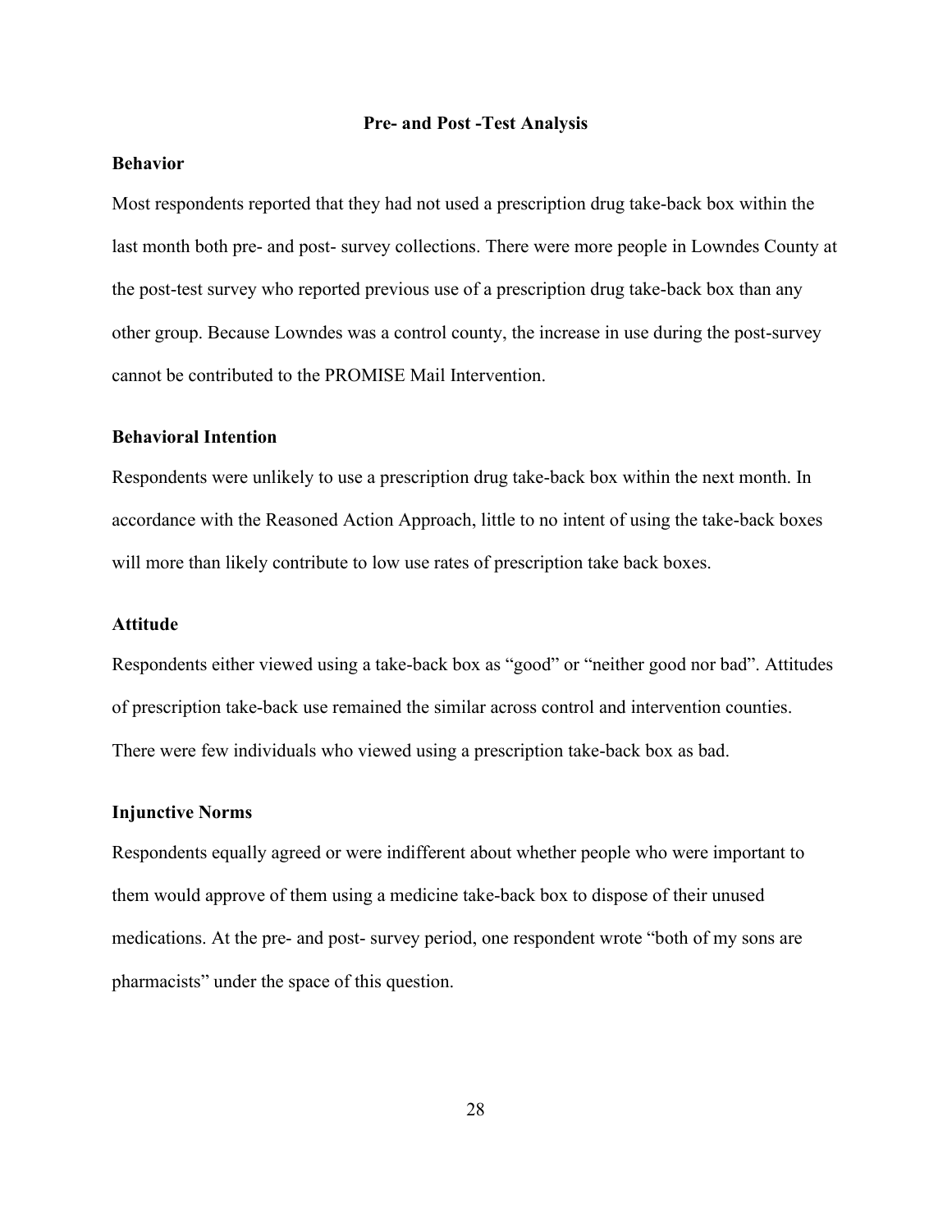## Pre- and Post -Test Analysis

### Behavior

Most respondents reported that they had not used a prescription drug take-back box within the last month both pre- and post- survey collections. There were more people in Lowndes County at the post-test survey who reported previous use of a prescription drug take-back box than any other group. Because Lowndes was a control county, the increase in use during the post-survey cannot be contributed to the PROMISE Mail Intervention.

### Behavioral Intention

Respondents were unlikely to use a prescription drug take-back box within the next month. In accordance with the Reasoned Action Approach, little to no intent of using the take-back boxes will more than likely contribute to low use rates of prescription take back boxes.

### Attitude

Respondents either viewed using a take-back box as "good" or "neither good nor bad". Attitudes of prescription take-back use remained the similar across control and intervention counties. There were few individuals who viewed using a prescription take-back box as bad.

### Injunctive Norms

Respondents equally agreed or were indifferent about whether people who were important to them would approve of them using a medicine take-back box to dispose of their unused medications. At the pre- and post- survey period, one respondent wrote "both of my sons are pharmacists" under the space of this question.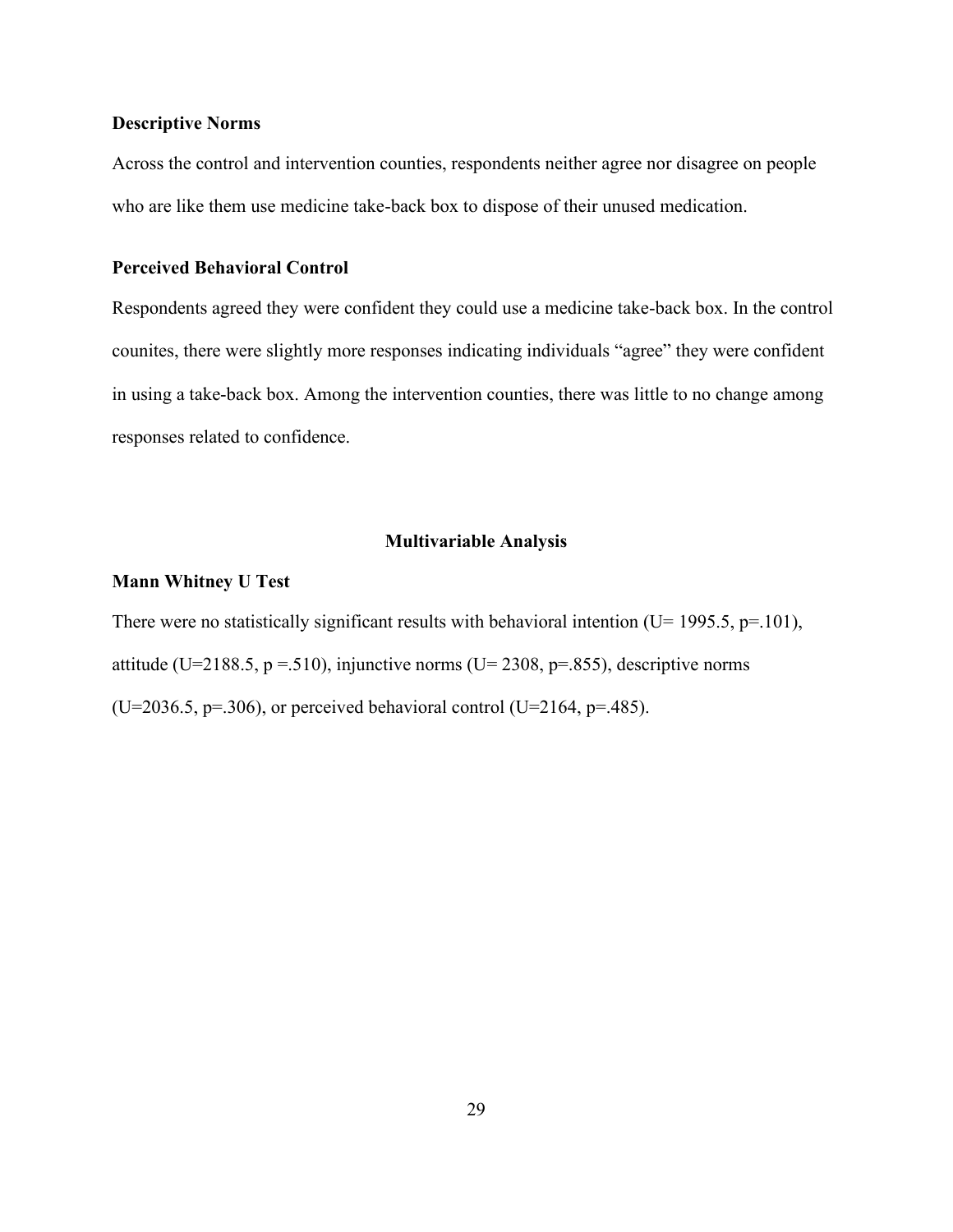**Descriptive Norms**

Across the control and intervention counties, respondents neither agree nor disagree on people who are like them use medicine take-back box to dispose of their unused medication.

**Perceived Behavioral Control**

Respondents agreed they were confident they could use a medicine take-back box. In the control counites, there were slightly more responses indicating individuals "agree" they were confident in using a take-back box. Among the intervention counties, there was little to no change among responses related to confidence.

## Multivariable Analysis

**Mann Whitney U Test**

There were no statistically significant results with behavioral intention ($U= 1995.5$, $p=.101$), attitude ($U=2188.5$, $p =.510$), injunctive norms ($U= 2308$, $p=.855$), descriptive norms ($U=2036.5$, $p=.306$), or perceived behavioral control ($U=2164$, $p=.485$).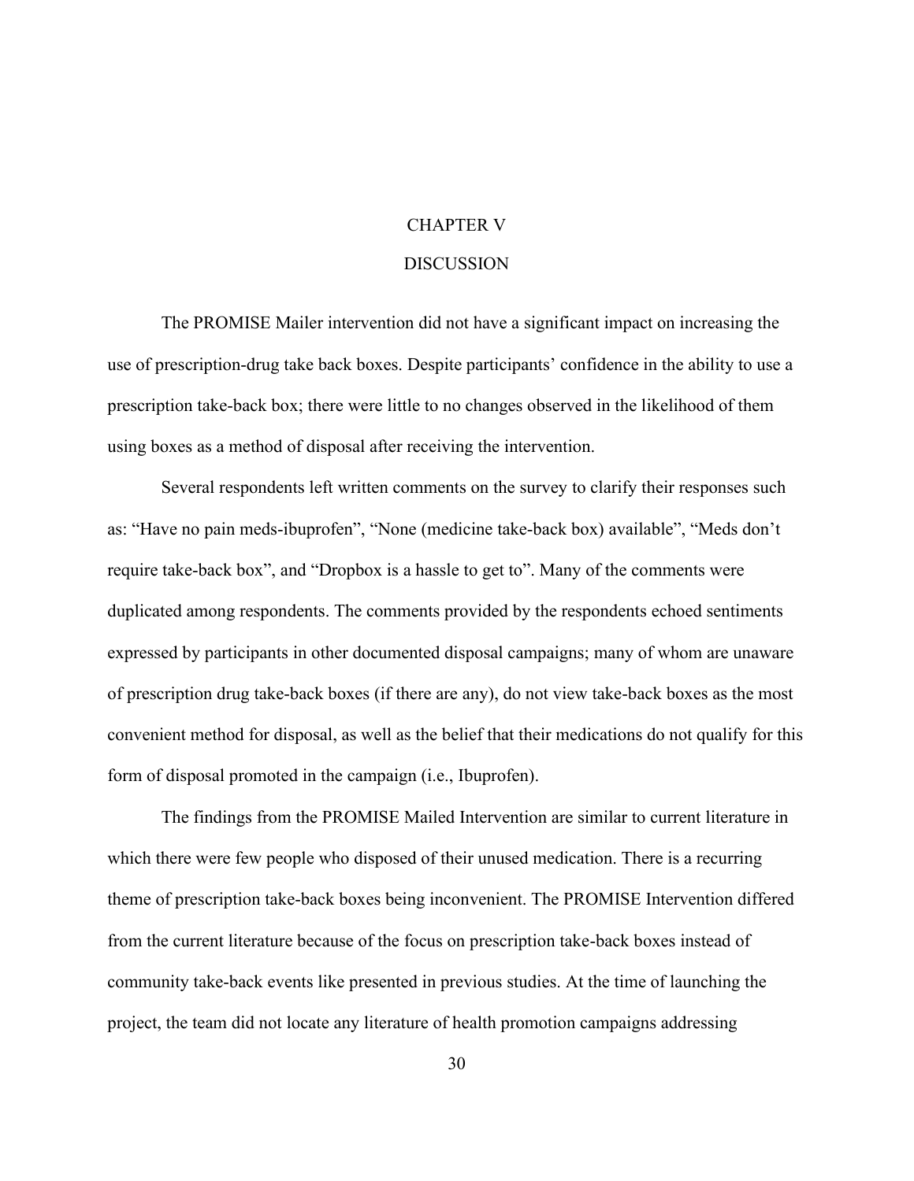# CHAPTER V

# DISCUSSION

The PROMISE Mailer intervention did not have a significant impact on increasing the use of prescription-drug take back boxes. Despite participants' confidence in the ability to use a prescription take-back box; there were little to no changes observed in the likelihood of them using boxes as a method of disposal after receiving the intervention.

Several respondents left written comments on the survey to clarify their responses such as: "Have no pain meds-ibuprofen", "None (medicine take-back box) available", "Meds don't require take-back box", and "Dropbox is a hassle to get to". Many of the comments were duplicated among respondents. The comments provided by the respondents echoed sentiments expressed by participants in other documented disposal campaigns; many of whom are unaware of prescription drug take-back boxes (if there are any), do not view take-back boxes as the most convenient method for disposal, as well as the belief that their medications do not qualify for this form of disposal promoted in the campaign (i.e., Ibuprofen).

The findings from the PROMISE Mailed Intervention are similar to current literature in which there were few people who disposed of their unused medication. There is a recurring theme of prescription take-back boxes being inconvenient. The PROMISE Intervention differed from the current literature because of the focus on prescription take-back boxes instead of community take-back events like presented in previous studies. At the time of launching the project, the team did not locate any literature of health promotion campaigns addressing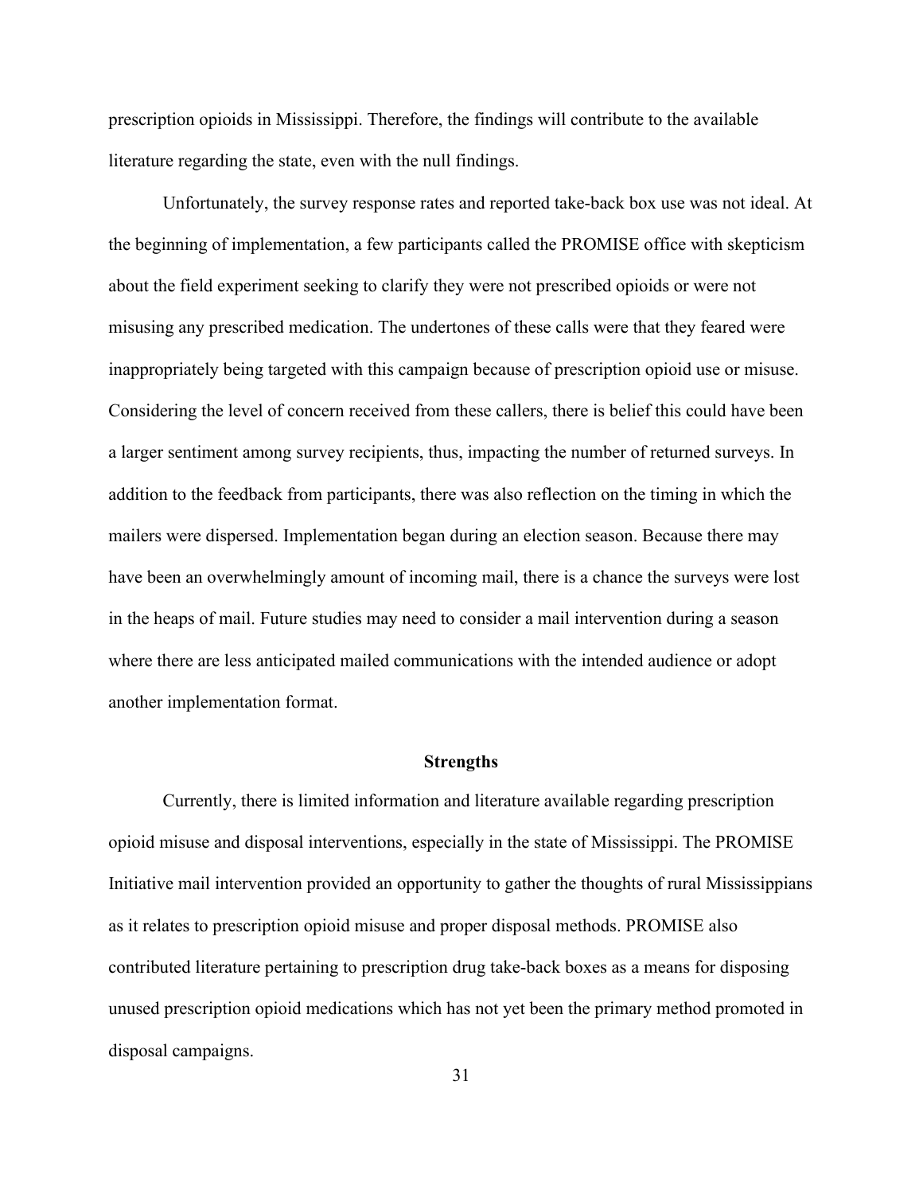prescription opioids in Mississippi. Therefore, the findings will contribute to the available literature regarding the state, even with the null findings.

Unfortunately, the survey response rates and reported take-back box use was not ideal. At the beginning of implementation, a few participants called the PROMISE office with skepticism about the field experiment seeking to clarify they were not prescribed opioids or were not misusing any prescribed medication. The undertones of these calls were that they feared were inappropriately being targeted with this campaign because of prescription opioid use or misuse. Considering the level of concern received from these callers, there is belief this could have been a larger sentiment among survey recipients, thus, impacting the number of returned surveys. In addition to the feedback from participants, there was also reflection on the timing in which the mailers were dispersed. Implementation began during an election season. Because there may have been an overwhelmingly amount of incoming mail, there is a chance the surveys were lost in the heaps of mail. Future studies may need to consider a mail intervention during a season where there are less anticipated mailed communications with the intended audience or adopt another implementation format.

## Strengths

Currently, there is limited information and literature available regarding prescription opioid misuse and disposal interventions, especially in the state of Mississippi. The PROMISE Initiative mail intervention provided an opportunity to gather the thoughts of rural Mississippians as it relates to prescription opioid misuse and proper disposal methods. PROMISE also contributed literature pertaining to prescription drug take-back boxes as a means for disposing unused prescription opioid medications which has not yet been the primary method promoted in disposal campaigns.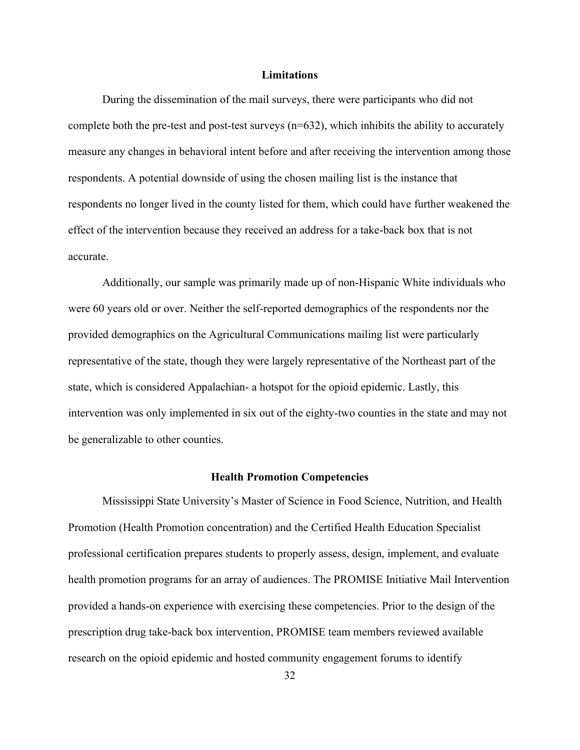## Limitations

During the dissemination of the mail surveys, there were participants who did not complete both the pre-test and post-test surveys (n=632), which inhibits the ability to accurately measure any changes in behavioral intent before and after receiving the intervention among those respondents. A potential downside of using the chosen mailing list is the instance that respondents no longer lived in the county listed for them, which could have further weakened the effect of the intervention because they received an address for a take-back box that is not accurate.

Additionally, our sample was primarily made up of non-Hispanic White individuals who were 60 years old or over. Neither the self-reported demographics of the respondents nor the provided demographics on the Agricultural Communications mailing list were particularly representative of the state, though they were largely representative of the Northeast part of the state, which is considered Appalachian- a hotspot for the opioid epidemic. Lastly, this intervention was only implemented in six out of the eighty-two counties in the state and may not be generalizable to other counties.

## Health Promotion Competencies

Mississippi State University's Master of Science in Food Science, Nutrition, and Health Promotion (Health Promotion concentration) and the Certified Health Education Specialist professional certification prepares students to properly assess, design, implement, and evaluate health promotion programs for an array of audiences. The PROMISE Initiative Mail Intervention provided a hands-on experience with exercising these competencies. Prior to the design of the prescription drug take-back box intervention, PROMISE team members reviewed available research on the opioid epidemic and hosted community engagement forums to identify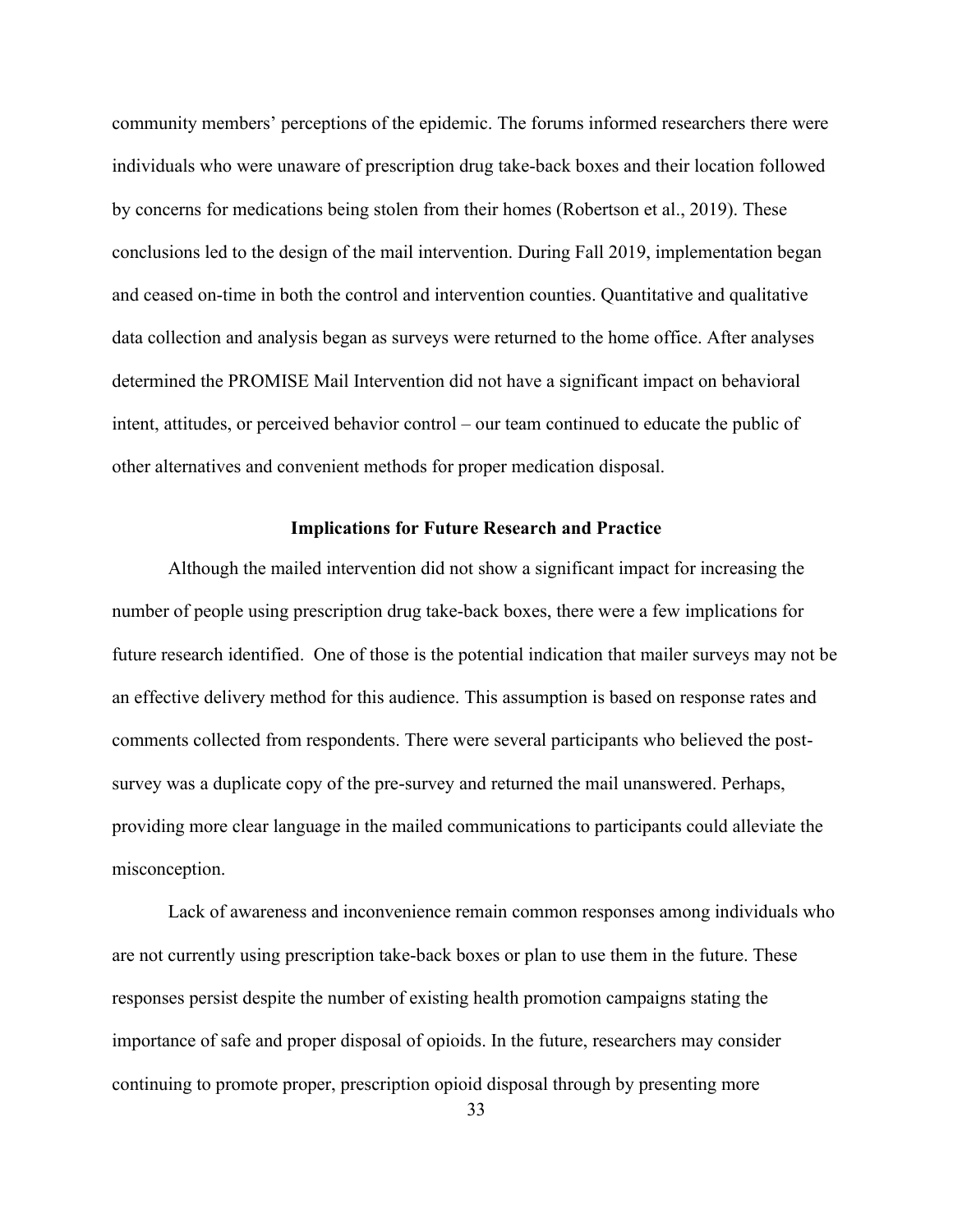community members' perceptions of the epidemic. The forums informed researchers there were individuals who were unaware of prescription drug take-back boxes and their location followed by concerns for medications being stolen from their homes (Robertson et al., 2019). These conclusions led to the design of the mail intervention. During Fall 2019, implementation began and ceased on-time in both the control and intervention counties. Quantitative and qualitative data collection and analysis began as surveys were returned to the home office. After analyses determined the PROMISE Mail Intervention did not have a significant impact on behavioral intent, attitudes, or perceived behavior control – our team continued to educate the public of other alternatives and convenient methods for proper medication disposal.

## Implications for Future Research and Practice

Although the mailed intervention did not show a significant impact for increasing the number of people using prescription drug take-back boxes, there were a few implications for future research identified. One of those is the potential indication that mailer surveys may not be an effective delivery method for this audience. This assumption is based on response rates and comments collected from respondents. There were several participants who believed the post-survey was a duplicate copy of the pre-survey and returned the mail unanswered. Perhaps, providing more clear language in the mailed communications to participants could alleviate the misconception.

Lack of awareness and inconvenience remain common responses among individuals who are not currently using prescription take-back boxes or plan to use them in the future. These responses persist despite the number of existing health promotion campaigns stating the importance of safe and proper disposal of opioids. In the future, researchers may consider continuing to promote proper, prescription opioid disposal through by presenting more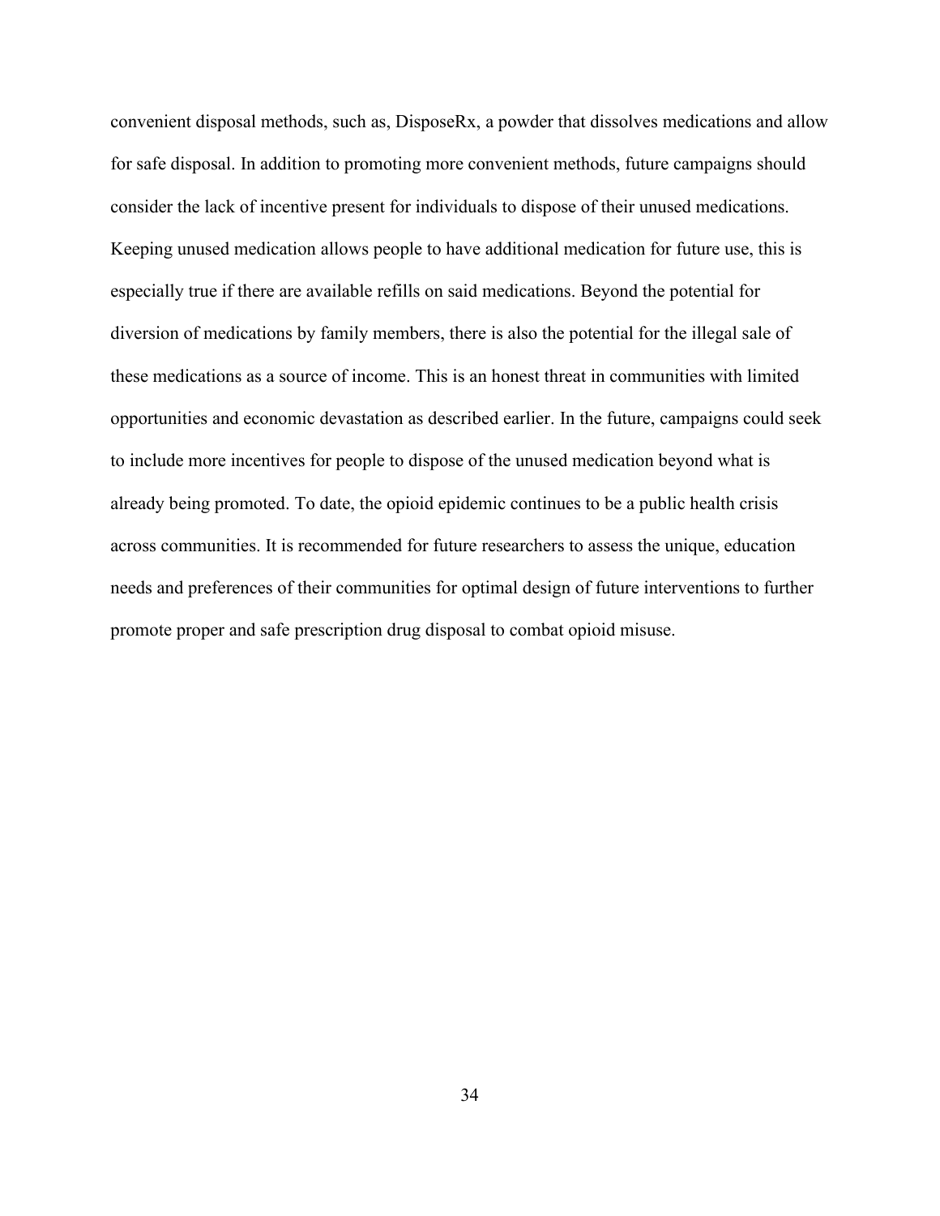convenient disposal methods, such as, DisposeRx, a powder that dissolves medications and allow for safe disposal. In addition to promoting more convenient methods, future campaigns should consider the lack of incentive present for individuals to dispose of their unused medications. Keeping unused medication allows people to have additional medication for future use, this is especially true if there are available refills on said medications. Beyond the potential for diversion of medications by family members, there is also the potential for the illegal sale of these medications as a source of income. This is an honest threat in communities with limited opportunities and economic devastation as described earlier. In the future, campaigns could seek to include more incentives for people to dispose of the unused medication beyond what is already being promoted. To date, the opioid epidemic continues to be a public health crisis across communities. It is recommended for future researchers to assess the unique, education needs and preferences of their communities for optimal design of future interventions to further promote proper and safe prescription drug disposal to combat opioid misuse.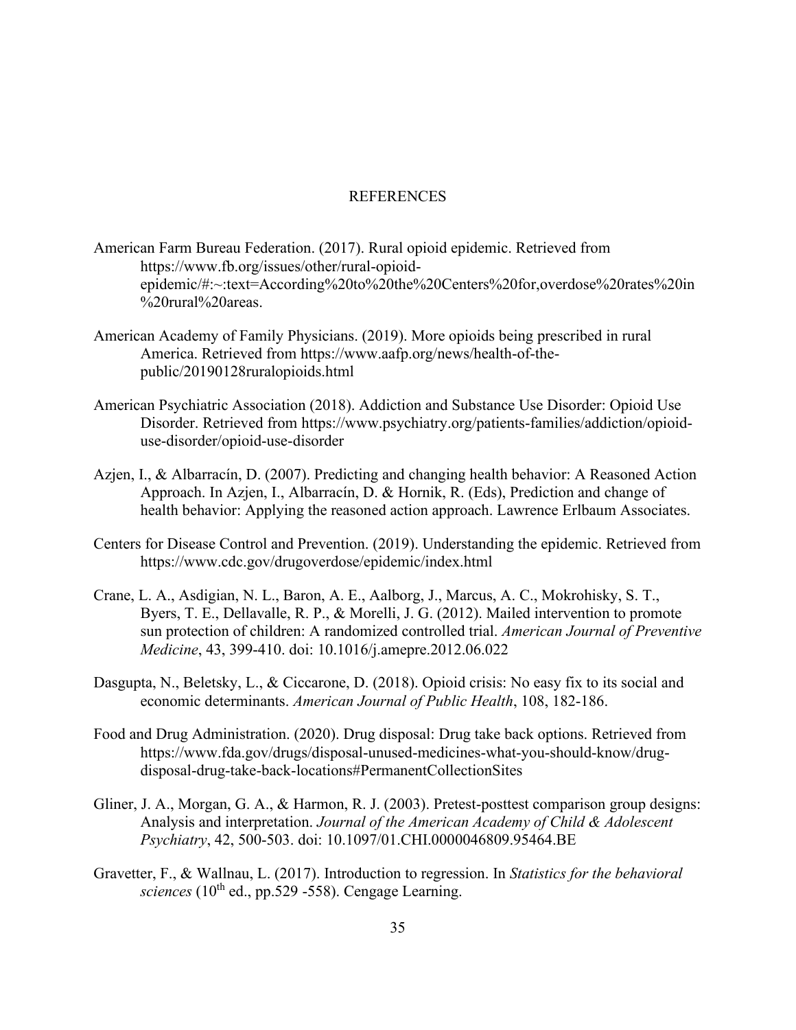# REFERENCES

American Farm Bureau Federation. (2017). Rural opioid epidemic. Retrieved from https://www.fb.org/issues/other/rural-opioid-epidemic/#:~:text=According%20to%20the%20Centers%20for,overdose%20rates%20in%20rural%20areas.

American Academy of Family Physicians. (2019). More opioids being prescribed in rural America. Retrieved from https://www.aafp.org/news/health-of-the-public/20190128ruralopioids.html

American Psychiatric Association (2018). Addiction and Substance Use Disorder: Opioid Use Disorder. Retrieved from https://www.psychiatry.org/patients-families/addiction/opioid-use-disorder/opioid-use-disorder

Azjen, I., & Albarracín, D. (2007). Predicting and changing health behavior: A Reasoned Action Approach. In Azjen, I., Albarracín, D. & Hornik, R. (Eds), Prediction and change of health behavior: Applying the reasoned action approach. Lawrence Erlbaum Associates.

Centers for Disease Control and Prevention. (2019). Understanding the epidemic. Retrieved from https://www.cdc.gov/drugoverdose/epidemic/index.html

Crane, L. A., Asdigian, N. L., Baron, A. E., Aalborg, J., Marcus, A. C., Mokrohisky, S. T., Byers, T. E., Dellavalle, R. P., & Morelli, J. G. (2012). Mailed intervention to promote sun protection of children: A randomized controlled trial. *American Journal of Preventive Medicine*, 43, 399-410. doi: 10.1016/j.amepre.2012.06.022

Dasgupta, N., Beletsky, L., & Ciccarone, D. (2018). Opioid crisis: No easy fix to its social and economic determinants. *American Journal of Public Health*, 108, 182-186.

Food and Drug Administration. (2020). Drug disposal: Drug take back options. Retrieved from https://www.fda.gov/drugs/disposal-unused-medicines-what-you-should-know/drug-disposal-drug-take-back-locations#PermanentCollectionSites

Gliner, J. A., Morgan, G. A., & Harmon, R. J. (2003). Pretest-posttest comparison group designs: Analysis and interpretation. *Journal of the American Academy of Child & Adolescent Psychiatry*, 42, 500-503. doi: 10.1097/01.CHI.0000046809.95464.BE

Gravetter, F., & Wallnau, L. (2017). Introduction to regression. In *Statistics for the behavioral sciences* (10th ed., pp.529 -558). Cengage Learning.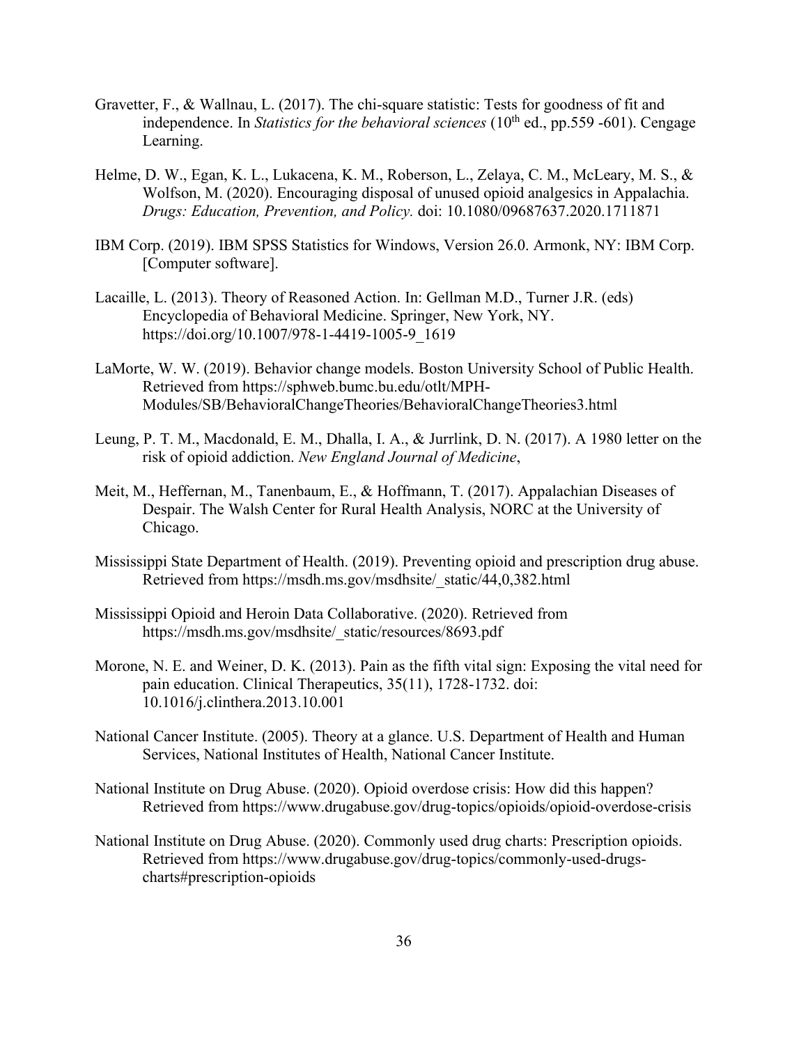Gravetter, F., & Wallnau, L. (2017). The chi-square statistic: Tests for goodness of fit and independence. In *Statistics for the behavioral sciences* (10th ed., pp.559 -601). Cengage Learning.

Helme, D. W., Egan, K. L., Lukacena, K. M., Roberson, L., Zelaya, C. M., McLeary, M. S., & Wolfson, M. (2020). Encouraging disposal of unused opioid analgesics in Appalachia. *Drugs: Education, Prevention, and Policy.* doi: 10.1080/09687637.2020.1711871

IBM Corp. (2019). IBM SPSS Statistics for Windows, Version 26.0. Armonk, NY: IBM Corp. [Computer software].

Lacaille, L. (2013). Theory of Reasoned Action. In: Gellman M.D., Turner J.R. (eds) Encyclopedia of Behavioral Medicine. Springer, New York, NY. https://doi.org/10.1007/978-1-4419-1005-9_1619

LaMorte, W. W. (2019). Behavior change models. Boston University School of Public Health. Retrieved from https://sphweb.bumc.bu.edu/otlt/MPH-Modules/SB/BehavioralChangeTheories/BehavioralChangeTheories3.html

Leung, P. T. M., Macdonald, E. M., Dhalla, I. A., & Jurrlink, D. N. (2017). A 1980 letter on the risk of opioid addiction. *New England Journal of Medicine*,

Meit, M., Heffernan, M., Tanenbaum, E., & Hoffmann, T. (2017). Appalachian Diseases of Despair. The Walsh Center for Rural Health Analysis, NORC at the University of Chicago.

Mississippi State Department of Health. (2019). Preventing opioid and prescription drug abuse. Retrieved from https://msdh.ms.gov/msdhsite/_static/44,0,382.html

Mississippi Opioid and Heroin Data Collaborative. (2020). Retrieved from https://msdh.ms.gov/msdhsite/_static/resources/8693.pdf

Morone, N. E. and Weiner, D. K. (2013). Pain as the fifth vital sign: Exposing the vital need for pain education. Clinical Therapeutics, 35(11), 1728-1732. doi: 10.1016/j.clinthera.2013.10.001

National Cancer Institute. (2005). Theory at a glance. U.S. Department of Health and Human Services, National Institutes of Health, National Cancer Institute.

National Institute on Drug Abuse. (2020). Opioid overdose crisis: How did this happen? Retrieved from https://www.drugabuse.gov/drug-topics/opioids/opioid-overdose-crisis

National Institute on Drug Abuse. (2020). Commonly used drug charts: Prescription opioids. Retrieved from https://www.drugabuse.gov/drug-topics/commonly-used-drugs-charts#prescription-opioids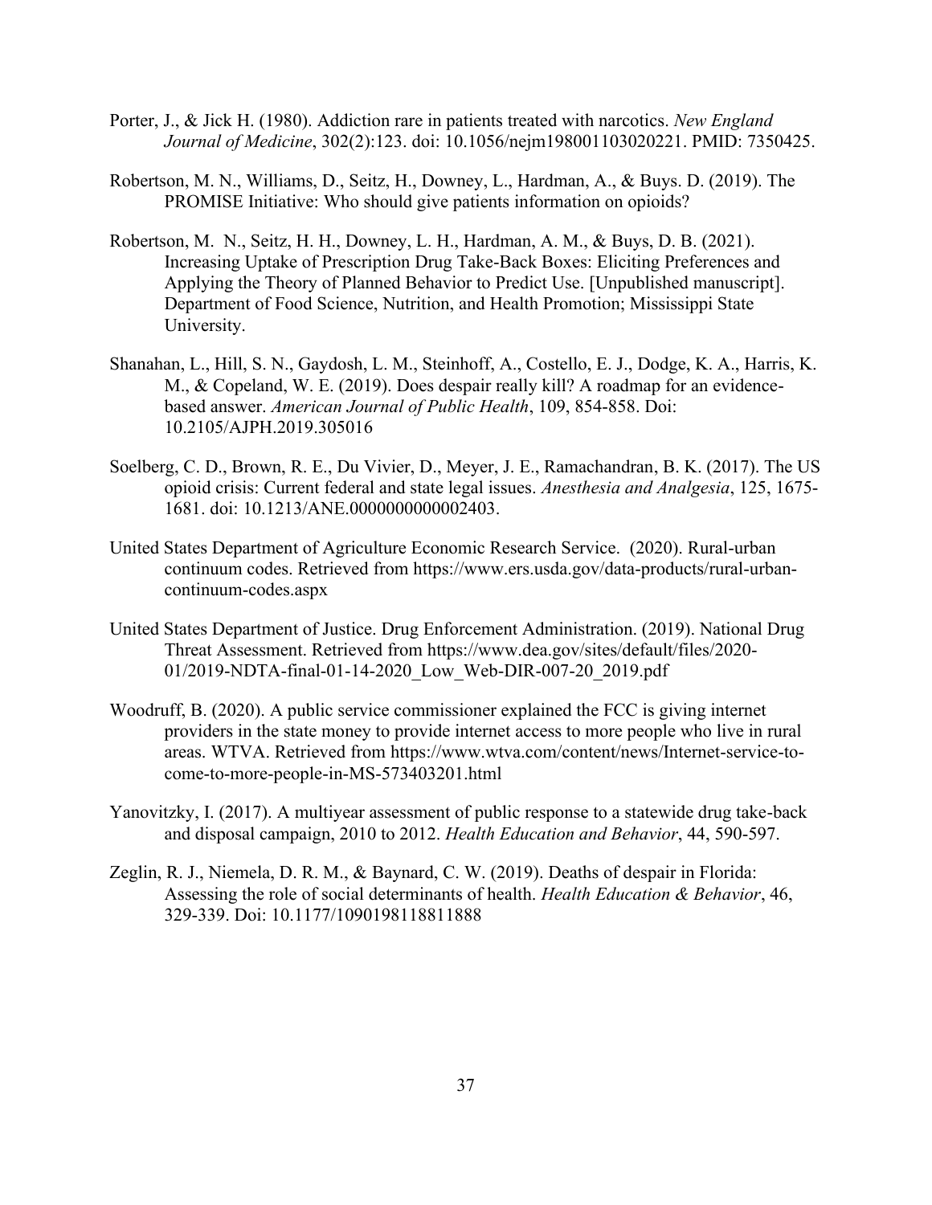Porter, J., & Jick H. (1980). Addiction rare in patients treated with narcotics. *New England Journal of Medicine*, 302(2):123. doi: 10.1056/nejm198001103020221. PMID: 7350425.

Robertson, M. N., Williams, D., Seitz, H., Downey, L., Hardman, A., & Buys. D. (2019). The PROMISE Initiative: Who should give patients information on opioids?

Robertson, M. N., Seitz, H. H., Downey, L. H., Hardman, A. M., & Buys, D. B. (2021). Increasing Uptake of Prescription Drug Take-Back Boxes: Eliciting Preferences and Applying the Theory of Planned Behavior to Predict Use. [Unpublished manuscript]. Department of Food Science, Nutrition, and Health Promotion; Mississippi State University.

Shanahan, L., Hill, S. N., Gaydosh, L. M., Steinhoff, A., Costello, E. J., Dodge, K. A., Harris, K. M., & Copeland, W. E. (2019). Does despair really kill? A roadmap for an evidence-based answer. *American Journal of Public Health*, 109, 854-858. Doi: 10.2105/AJPH.2019.305016

Soelberg, C. D., Brown, R. E., Du Vivier, D., Meyer, J. E., Ramachandran, B. K. (2017). The US opioid crisis: Current federal and state legal issues. *Anesthesia and Analgesia*, 125, 1675-1681. doi: 10.1213/ANE.0000000000002403.

United States Department of Agriculture Economic Research Service. (2020). Rural-urban continuum codes. Retrieved from https://www.ers.usda.gov/data-products/rural-urban-continuum-codes.aspx

United States Department of Justice. Drug Enforcement Administration. (2019). National Drug Threat Assessment. Retrieved from https://www.dea.gov/sites/default/files/2020-01/2019-NDTA-final-01-14-2020_Low_Web-DIR-007-20_2019.pdf

Woodruff, B. (2020). A public service commissioner explained the FCC is giving internet providers in the state money to provide internet access to more people who live in rural areas. WTVA. Retrieved from https://www.wtva.com/content/news/Internet-service-to-come-to-more-people-in-MS-573403201.html

Yanovitzky, I. (2017). A multiyear assessment of public response to a statewide drug take-back and disposal campaign, 2010 to 2012. *Health Education and Behavior*, 44, 590-597.

Zeglin, R. J., Niemela, D. R. M., & Baynard, C. W. (2019). Deaths of despair in Florida: Assessing the role of social determinants of health. *Health Education & Behavior*, 46, 329-339. Doi: 10.1177/1090198118811888